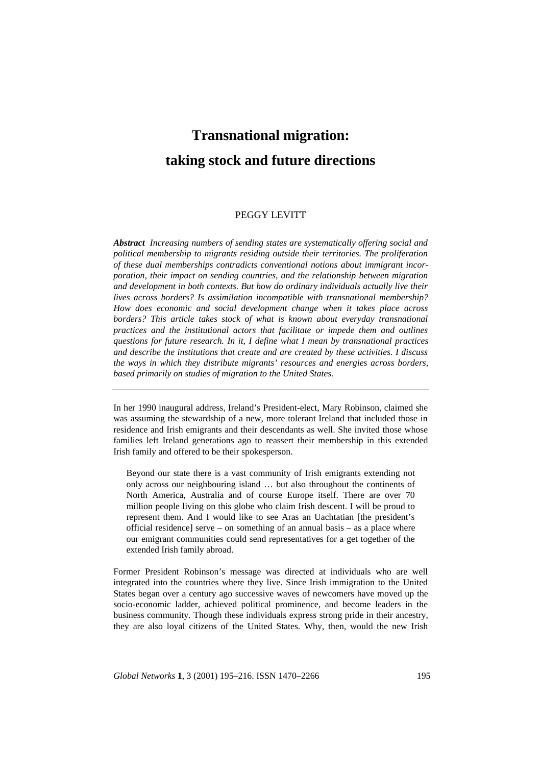# Transnational migration: taking stock and future directions

PEGGY LEVITT

***Abstract*** *Increasing numbers of sending states are systematically offering social and political membership to migrants residing outside their territories. The proliferation of these dual memberships contradicts conventional notions about immigrant incorporation, their impact on sending countries, and the relationship between migration and development in both contexts. But how do ordinary individuals actually live their lives across borders? Is assimilation incompatible with transnational membership? How does economic and social development change when it takes place across borders? This article takes stock of what is known about everyday transnational practices and the institutional actors that facilitate or impede them and outlines questions for future research. In it, I define what I mean by transnational practices and describe the institutions that create and are created by these activities. I discuss the ways in which they distribute migrants' resources and energies across borders, based primarily on studies of migration to the United States.*

---

In her 1990 inaugural address, Ireland's President-elect, Mary Robinson, claimed she was assuming the stewardship of a new, more tolerant Ireland that included those in residence and Irish emigrants and their descendants as well. She invited those whose families left Ireland generations ago to reassert their membership in this extended Irish family and offered to be their spokesperson.

> Beyond our state there is a vast community of Irish emigrants extending not only across our neighbouring island … but also throughout the continents of North America, Australia and of course Europe itself. There are over 70 million people living on this globe who claim Irish descent. I will be proud to represent them. And I would like to see Aras an Uachtatian [the president's official residence] serve – on something of an annual basis – as a place where our emigrant communities could send representatives for a get together of the extended Irish family abroad.

Former President Robinson's message was directed at individuals who are well integrated into the countries where they live. Since Irish immigration to the United States began over a century ago successive waves of newcomers have moved up the socio-economic ladder, achieved political prominence, and become leaders in the business community. Though these individuals express strong pride in their ancestry, they are also loyal citizens of the United States. Why, then, would the new Irish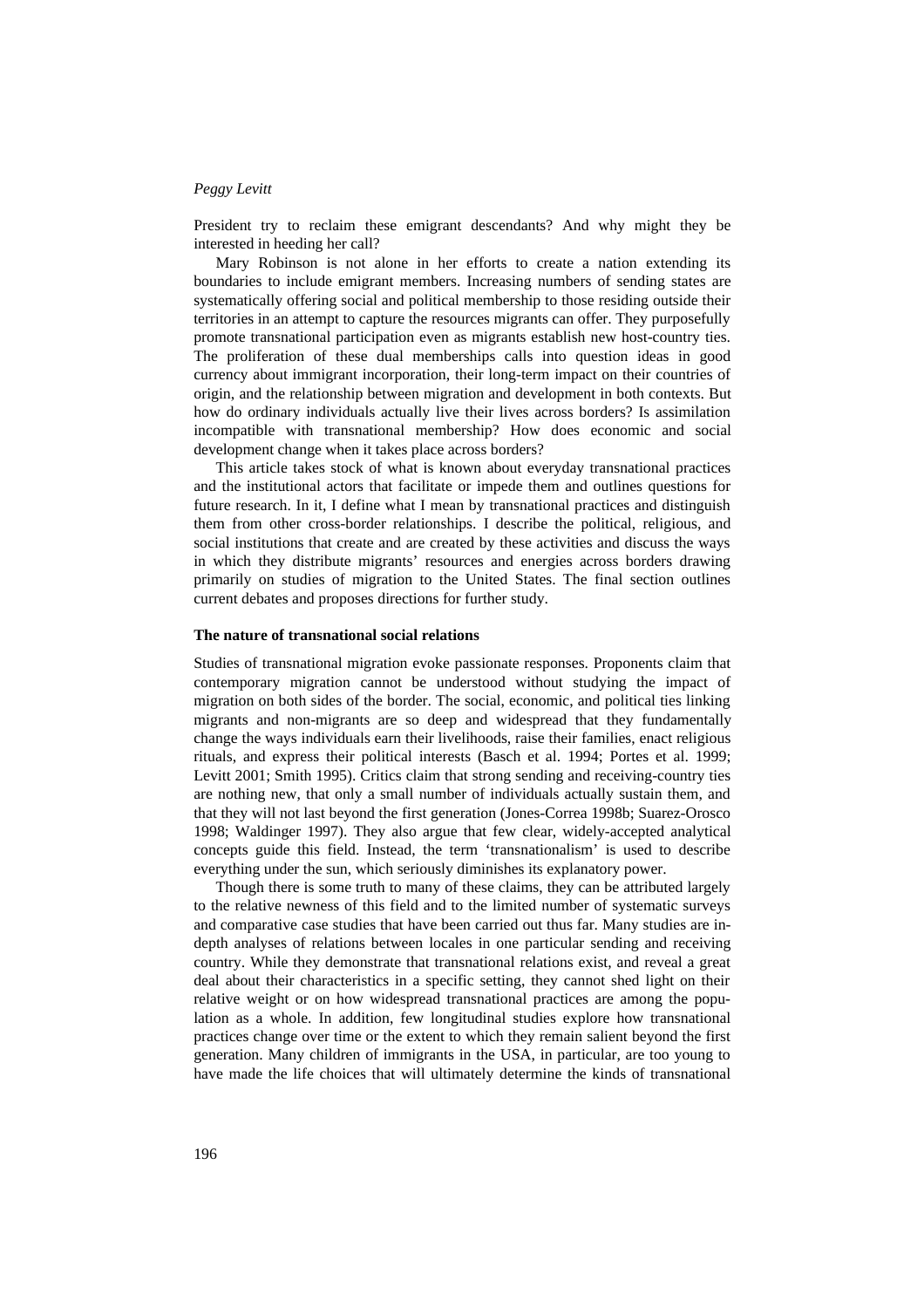President try to reclaim these emigrant descendants? And why might they be interested in heeding her call?

Mary Robinson is not alone in her efforts to create a nation extending its boundaries to include emigrant members. Increasing numbers of sending states are systematically offering social and political membership to those residing outside their territories in an attempt to capture the resources migrants can offer. They purposefully promote transnational participation even as migrants establish new host-country ties. The proliferation of these dual memberships calls into question ideas in good currency about immigrant incorporation, their long-term impact on their countries of origin, and the relationship between migration and development in both contexts. But how do ordinary individuals actually live their lives across borders? Is assimilation incompatible with transnational membership? How does economic and social development change when it takes place across borders?

This article takes stock of what is known about everyday transnational practices and the institutional actors that facilitate or impede them and outlines questions for future research. In it, I define what I mean by transnational practices and distinguish them from other cross-border relationships. I describe the political, religious, and social institutions that create and are created by these activities and discuss the ways in which they distribute migrants' resources and energies across borders drawing primarily on studies of migration to the United States. The final section outlines current debates and proposes directions for further study.

## The nature of transnational social relations

Studies of transnational migration evoke passionate responses. Proponents claim that contemporary migration cannot be understood without studying the impact of migration on both sides of the border. The social, economic, and political ties linking migrants and non-migrants are so deep and widespread that they fundamentally change the ways individuals earn their livelihoods, raise their families, enact religious rituals, and express their political interests (Basch et al. 1994; Portes et al. 1999; Levitt 2001; Smith 1995). Critics claim that strong sending and receiving-country ties are nothing new, that only a small number of individuals actually sustain them, and that they will not last beyond the first generation (Jones-Correa 1998b; Suarez-Orosco 1998; Waldinger 1997). They also argue that few clear, widely-accepted analytical concepts guide this field. Instead, the term 'transnationalism' is used to describe everything under the sun, which seriously diminishes its explanatory power.

Though there is some truth to many of these claims, they can be attributed largely to the relative newness of this field and to the limited number of systematic surveys and comparative case studies that have been carried out thus far. Many studies are in-depth analyses of relations between locales in one particular sending and receiving country. While they demonstrate that transnational relations exist, and reveal a great deal about their characteristics in a specific setting, they cannot shed light on their relative weight or on how widespread transnational practices are among the population as a whole. In addition, few longitudinal studies explore how transnational practices change over time or the extent to which they remain salient beyond the first generation. Many children of immigrants in the USA, in particular, are too young to have made the life choices that will ultimately determine the kinds of transnational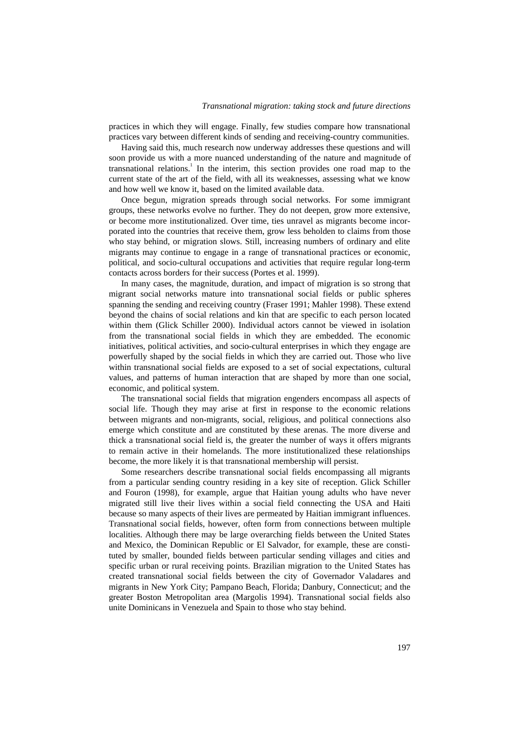practices in which they will engage. Finally, few studies compare how transnational practices vary between different kinds of sending and receiving-country communities.

Having said this, much research now underway addresses these questions and will soon provide us with a more nuanced understanding of the nature and magnitude of transnational relations.[1] In the interim, this section provides one road map to the current state of the art of the field, with all its weaknesses, assessing what we know and how well we know it, based on the limited available data.

Once begun, migration spreads through social networks. For some immigrant groups, these networks evolve no further. They do not deepen, grow more extensive, or become more institutionalized. Over time, ties unravel as migrants become incorporated into the countries that receive them, grow less beholden to claims from those who stay behind, or migration slows. Still, increasing numbers of ordinary and elite migrants may continue to engage in a range of transnational practices or economic, political, and socio-cultural occupations and activities that require regular long-term contacts across borders for their success (Portes et al. 1999).

In many cases, the magnitude, duration, and impact of migration is so strong that migrant social networks mature into transnational social fields or public spheres spanning the sending and receiving country (Fraser 1991; Mahler 1998). These extend beyond the chains of social relations and kin that are specific to each person located within them (Glick Schiller 2000). Individual actors cannot be viewed in isolation from the transnational social fields in which they are embedded. The economic initiatives, political activities, and socio-cultural enterprises in which they engage are powerfully shaped by the social fields in which they are carried out. Those who live within transnational social fields are exposed to a set of social expectations, cultural values, and patterns of human interaction that are shaped by more than one social, economic, and political system.

The transnational social fields that migration engenders encompass all aspects of social life. Though they may arise at first in response to the economic relations between migrants and non-migrants, social, religious, and political connections also emerge which constitute and are constituted by these arenas. The more diverse and thick a transnational social field is, the greater the number of ways it offers migrants to remain active in their homelands. The more institutionalized these relationships become, the more likely it is that transnational membership will persist.

Some researchers describe transnational social fields encompassing all migrants from a particular sending country residing in a key site of reception. Glick Schiller and Fouron (1998), for example, argue that Haitian young adults who have never migrated still live their lives within a social field connecting the USA and Haiti because so many aspects of their lives are permeated by Haitian immigrant influences. Transnational social fields, however, often form from connections between multiple localities. Although there may be large overarching fields between the United States and Mexico, the Dominican Republic or El Salvador, for example, these are constituted by smaller, bounded fields between particular sending villages and cities and specific urban or rural receiving points. Brazilian migration to the United States has created transnational social fields between the city of Governador Valadares and migrants in New York City; Pampano Beach, Florida; Danbury, Connecticut; and the greater Boston Metropolitan area (Margolis 1994). Transnational social fields also unite Dominicans in Venezuela and Spain to those who stay behind.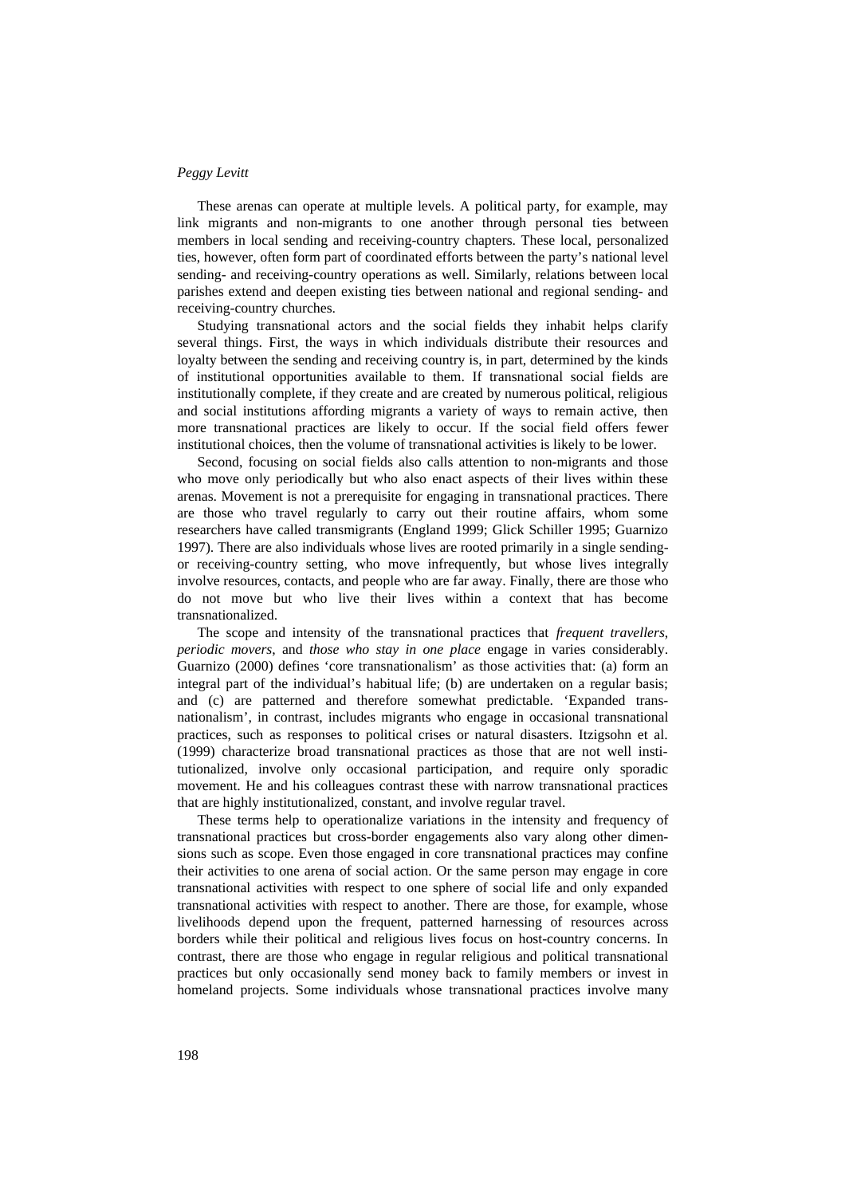These arenas can operate at multiple levels. A political party, for example, may link migrants and non-migrants to one another through personal ties between members in local sending and receiving-country chapters. These local, personalized ties, however, often form part of coordinated efforts between the party's national level sending- and receiving-country operations as well. Similarly, relations between local parishes extend and deepen existing ties between national and regional sending- and receiving-country churches.

Studying transnational actors and the social fields they inhabit helps clarify several things. First, the ways in which individuals distribute their resources and loyalty between the sending and receiving country is, in part, determined by the kinds of institutional opportunities available to them. If transnational social fields are institutionally complete, if they create and are created by numerous political, religious and social institutions affording migrants a variety of ways to remain active, then more transnational practices are likely to occur. If the social field offers fewer institutional choices, then the volume of transnational activities is likely to be lower.

Second, focusing on social fields also calls attention to non-migrants and those who move only periodically but who also enact aspects of their lives within these arenas. Movement is not a prerequisite for engaging in transnational practices. There are those who travel regularly to carry out their routine affairs, whom some researchers have called transmigrants (England 1999; Glick Schiller 1995; Guarnizo 1997). There are also individuals whose lives are rooted primarily in a single sending- or receiving-country setting, who move infrequently, but whose lives integrally involve resources, contacts, and people who are far away. Finally, there are those who do not move but who live their lives within a context that has become transnationalized.

The scope and intensity of the transnational practices that *frequent travellers*, *periodic movers*, and *those who stay in one place* engage in varies considerably. Guarnizo (2000) defines 'core transnationalism' as those activities that: (a) form an integral part of the individual's habitual life; (b) are undertaken on a regular basis; and (c) are patterned and therefore somewhat predictable. 'Expanded transnationalism', in contrast, includes migrants who engage in occasional transnational practices, such as responses to political crises or natural disasters. Itzigsohn et al. (1999) characterize broad transnational practices as those that are not well institutionalized, involve only occasional participation, and require only sporadic movement. He and his colleagues contrast these with narrow transnational practices that are highly institutionalized, constant, and involve regular travel.

These terms help to operationalize variations in the intensity and frequency of transnational practices but cross-border engagements also vary along other dimensions such as scope. Even those engaged in core transnational practices may confine their activities to one arena of social action. Or the same person may engage in core transnational activities with respect to one sphere of social life and only expanded transnational activities with respect to another. There are those, for example, whose livelihoods depend upon the frequent, patterned harnessing of resources across borders while their political and religious lives focus on host-country concerns. In contrast, there are those who engage in regular religious and political transnational practices but only occasionally send money back to family members or invest in homeland projects. Some individuals whose transnational practices involve many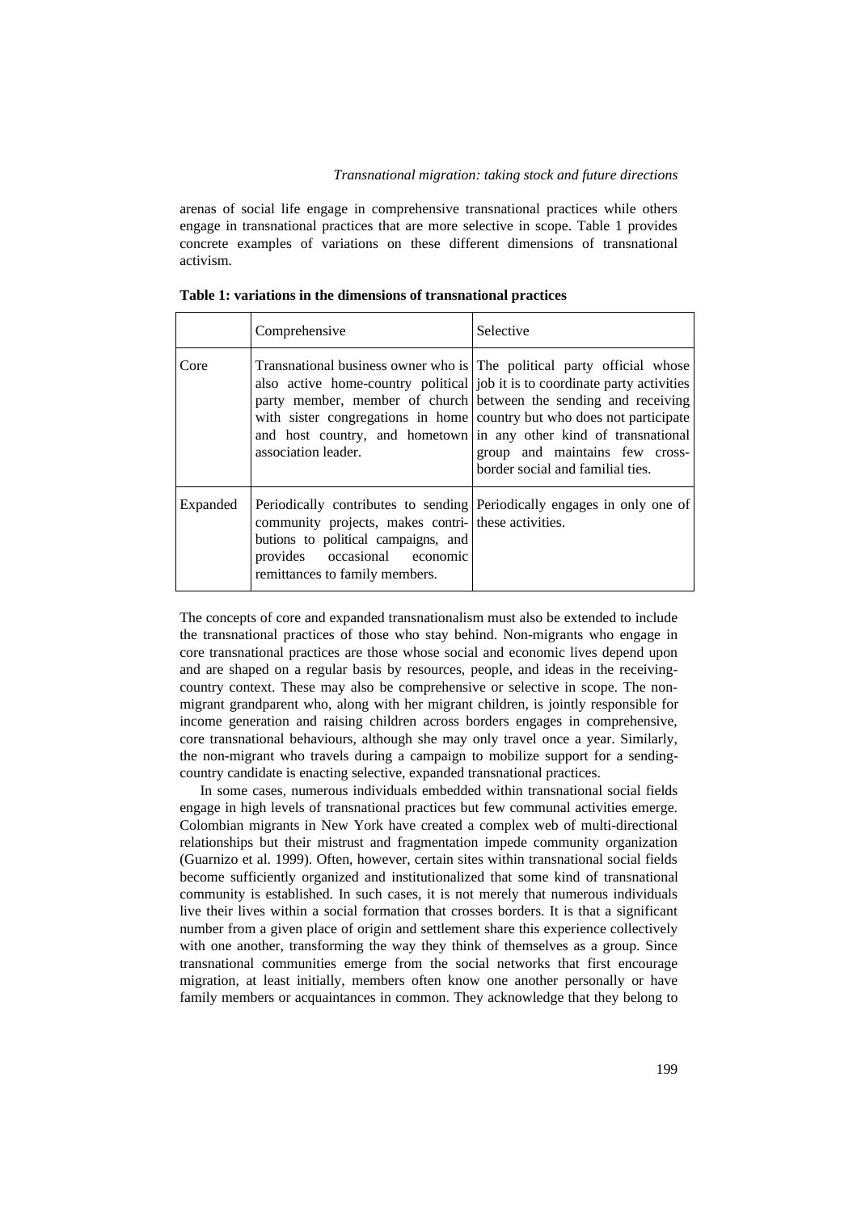arenas of social life engage in comprehensive transnational practices while others engage in transnational practices that are more selective in scope. Table 1 provides concrete examples of variations on these different dimensions of transnational activism.

**Table 1: variations in the dimensions of transnational practices**

| | Comprehensive | Selective |
|---|---|---|
| Core | Transnational business owner who is also active home-country political party member, member of church with sister congregations in home and host country, and hometown association leader. | The political party official whose job it is to coordinate party activities between the sending and receiving country but who does not participate in any other kind of transnational group and maintains few cross-border social and familial ties. |
| Expanded | Periodically contributes to sending community projects, makes contributions to political campaigns, and provides occasional economic remittances to family members. | Periodically engages in only one of these activities. |

The concepts of core and expanded transnationalism must also be extended to include the transnational practices of those who stay behind. Non-migrants who engage in core transnational practices are those whose social and economic lives depend upon and are shaped on a regular basis by resources, people, and ideas in the receiving-country context. These may also be comprehensive or selective in scope. The non-migrant grandparent who, along with her migrant children, is jointly responsible for income generation and raising children across borders engages in comprehensive, core transnational behaviours, although she may only travel once a year. Similarly, the non-migrant who travels during a campaign to mobilize support for a sending-country candidate is enacting selective, expanded transnational practices.

In some cases, numerous individuals embedded within transnational social fields engage in high levels of transnational practices but few communal activities emerge. Colombian migrants in New York have created a complex web of multi-directional relationships but their mistrust and fragmentation impede community organization (Guarnizo et al. 1999). Often, however, certain sites within transnational social fields become sufficiently organized and institutionalized that some kind of transnational community is established. In such cases, it is not merely that numerous individuals live their lives within a social formation that crosses borders. It is that a significant number from a given place of origin and settlement share this experience collectively with one another, transforming the way they think of themselves as a group. Since transnational communities emerge from the social networks that first encourage migration, at least initially, members often know one another personally or have family members or acquaintances in common. They acknowledge that they belong to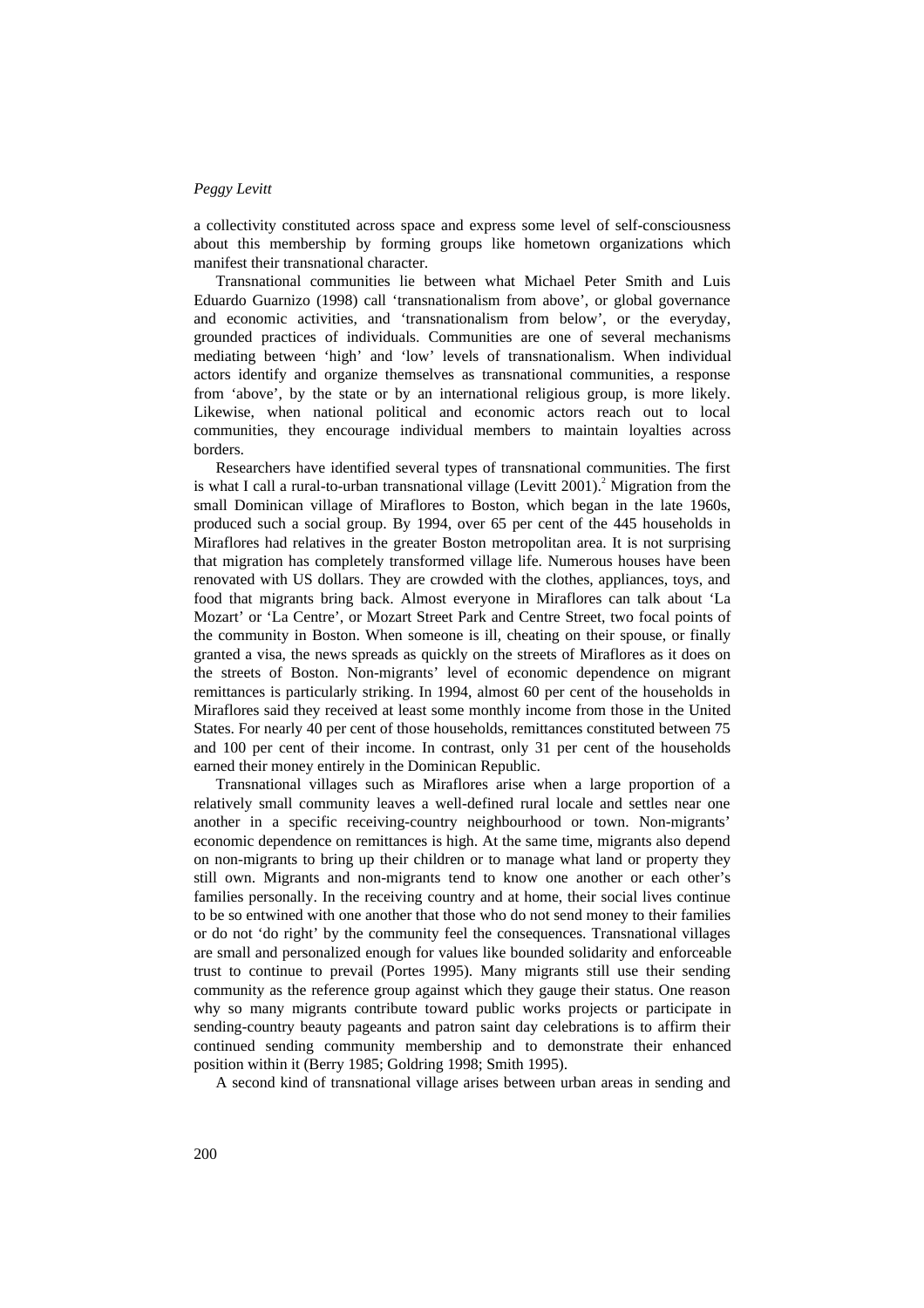a collectivity constituted across space and express some level of self-consciousness about this membership by forming groups like hometown organizations which manifest their transnational character.

Transnational communities lie between what Michael Peter Smith and Luis Eduardo Guarnizo (1998) call 'transnationalism from above', or global governance and economic activities, and 'transnationalism from below', or the everyday, grounded practices of individuals. Communities are one of several mechanisms mediating between 'high' and 'low' levels of transnationalism. When individual actors identify and organize themselves as transnational communities, a response from 'above', by the state or by an international religious group, is more likely. Likewise, when national political and economic actors reach out to local communities, they encourage individual members to maintain loyalties across borders.

Researchers have identified several types of transnational communities. The first is what I call a rural-to-urban transnational village (Levitt 2001).[2] Migration from the small Dominican village of Miraflores to Boston, which began in the late 1960s, produced such a social group. By 1994, over 65 per cent of the 445 households in Miraflores had relatives in the greater Boston metropolitan area. It is not surprising that migration has completely transformed village life. Numerous houses have been renovated with US dollars. They are crowded with the clothes, appliances, toys, and food that migrants bring back. Almost everyone in Miraflores can talk about 'La Mozart' or 'La Centre', or Mozart Street Park and Centre Street, two focal points of the community in Boston. When someone is ill, cheating on their spouse, or finally granted a visa, the news spreads as quickly on the streets of Miraflores as it does on the streets of Boston. Non-migrants' level of economic dependence on migrant remittances is particularly striking. In 1994, almost 60 per cent of the households in Miraflores said they received at least some monthly income from those in the United States. For nearly 40 per cent of those households, remittances constituted between 75 and 100 per cent of their income. In contrast, only 31 per cent of the households earned their money entirely in the Dominican Republic.

Transnational villages such as Miraflores arise when a large proportion of a relatively small community leaves a well-defined rural locale and settles near one another in a specific receiving-country neighbourhood or town. Non-migrants' economic dependence on remittances is high. At the same time, migrants also depend on non-migrants to bring up their children or to manage what land or property they still own. Migrants and non-migrants tend to know one another or each other's families personally. In the receiving country and at home, their social lives continue to be so entwined with one another that those who do not send money to their families or do not 'do right' by the community feel the consequences. Transnational villages are small and personalized enough for values like bounded solidarity and enforceable trust to continue to prevail (Portes 1995). Many migrants still use their sending community as the reference group against which they gauge their status. One reason why so many migrants contribute toward public works projects or participate in sending-country beauty pageants and patron saint day celebrations is to affirm their continued sending community membership and to demonstrate their enhanced position within it (Berry 1985; Goldring 1998; Smith 1995).

A second kind of transnational village arises between urban areas in sending and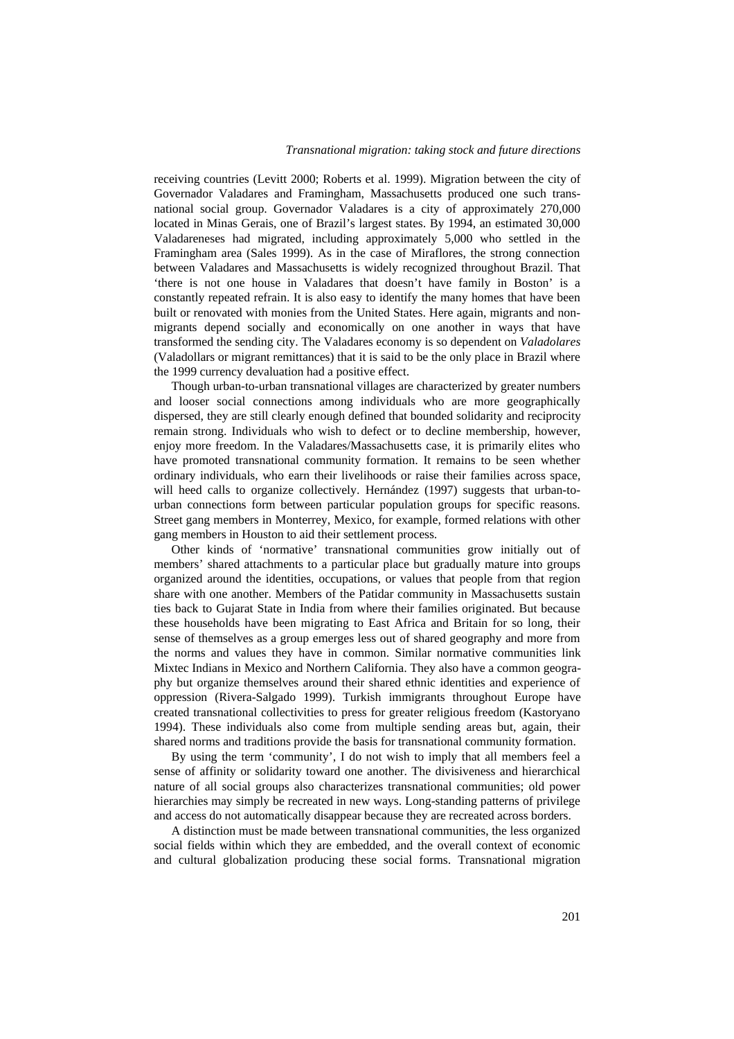receiving countries (Levitt 2000; Roberts et al. 1999). Migration between the city of Governador Valadares and Framingham, Massachusetts produced one such transnational social group. Governador Valadares is a city of approximately 270,000 located in Minas Gerais, one of Brazil's largest states. By 1994, an estimated 30,000 Valadareneses had migrated, including approximately 5,000 who settled in the Framingham area (Sales 1999). As in the case of Miraflores, the strong connection between Valadares and Massachusetts is widely recognized throughout Brazil. That 'there is not one house in Valadares that doesn't have family in Boston' is a constantly repeated refrain. It is also easy to identify the many homes that have been built or renovated with monies from the United States. Here again, migrants and non-migrants depend socially and economically on one another in ways that have transformed the sending city. The Valadares economy is so dependent on *Valadolares* (Valadollars or migrant remittances) that it is said to be the only place in Brazil where the 1999 currency devaluation had a positive effect.

Though urban-to-urban transnational villages are characterized by greater numbers and looser social connections among individuals who are more geographically dispersed, they are still clearly enough defined that bounded solidarity and reciprocity remain strong. Individuals who wish to defect or to decline membership, however, enjoy more freedom. In the Valadares/Massachusetts case, it is primarily elites who have promoted transnational community formation. It remains to be seen whether ordinary individuals, who earn their livelihoods or raise their families across space, will heed calls to organize collectively. Hernández (1997) suggests that urban-to-urban connections form between particular population groups for specific reasons. Street gang members in Monterrey, Mexico, for example, formed relations with other gang members in Houston to aid their settlement process.

Other kinds of 'normative' transnational communities grow initially out of members' shared attachments to a particular place but gradually mature into groups organized around the identities, occupations, or values that people from that region share with one another. Members of the Patidar community in Massachusetts sustain ties back to Gujarat State in India from where their families originated. But because these households have been migrating to East Africa and Britain for so long, their sense of themselves as a group emerges less out of shared geography and more from the norms and values they have in common. Similar normative communities link Mixtec Indians in Mexico and Northern California. They also have a common geography but organize themselves around their shared ethnic identities and experience of oppression (Rivera-Salgado 1999). Turkish immigrants throughout Europe have created transnational collectivities to press for greater religious freedom (Kastoryano 1994). These individuals also come from multiple sending areas but, again, their shared norms and traditions provide the basis for transnational community formation.

By using the term 'community', I do not wish to imply that all members feel a sense of affinity or solidarity toward one another. The divisiveness and hierarchical nature of all social groups also characterizes transnational communities; old power hierarchies may simply be recreated in new ways. Long-standing patterns of privilege and access do not automatically disappear because they are recreated across borders.

A distinction must be made between transnational communities, the less organized social fields within which they are embedded, and the overall context of economic and cultural globalization producing these social forms. Transnational migration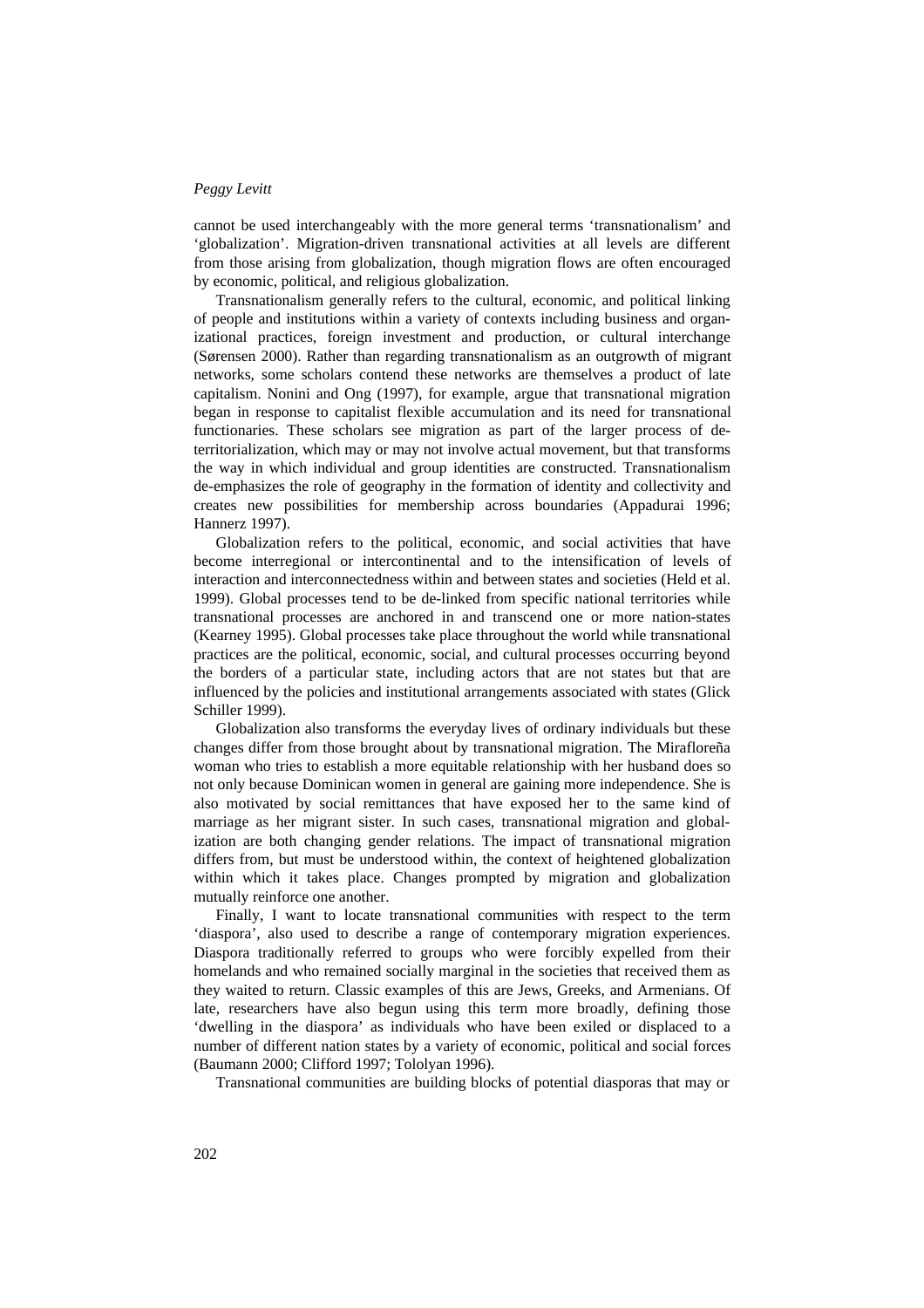cannot be used interchangeably with the more general terms 'transnationalism' and 'globalization'. Migration-driven transnational activities at all levels are different from those arising from globalization, though migration flows are often encouraged by economic, political, and religious globalization.

Transnationalism generally refers to the cultural, economic, and political linking of people and institutions within a variety of contexts including business and organizational practices, foreign investment and production, or cultural interchange (Sørensen 2000). Rather than regarding transnationalism as an outgrowth of migrant networks, some scholars contend these networks are themselves a product of late capitalism. Nonini and Ong (1997), for example, argue that transnational migration began in response to capitalist flexible accumulation and its need for transnational functionaries. These scholars see migration as part of the larger process of de-territorialization, which may or may not involve actual movement, but that transforms the way in which individual and group identities are constructed. Transnationalism de-emphasizes the role of geography in the formation of identity and collectivity and creates new possibilities for membership across boundaries (Appadurai 1996; Hannerz 1997).

Globalization refers to the political, economic, and social activities that have become interregional or intercontinental and to the intensification of levels of interaction and interconnectedness within and between states and societies (Held et al. 1999). Global processes tend to be de-linked from specific national territories while transnational processes are anchored in and transcend one or more nation-states (Kearney 1995). Global processes take place throughout the world while transnational practices are the political, economic, social, and cultural processes occurring beyond the borders of a particular state, including actors that are not states but that are influenced by the policies and institutional arrangements associated with states (Glick Schiller 1999).

Globalization also transforms the everyday lives of ordinary individuals but these changes differ from those brought about by transnational migration. The Miraflореña woman who tries to establish a more equitable relationship with her husband does so not only because Dominican women in general are gaining more independence. She is also motivated by social remittances that have exposed her to the same kind of marriage as her migrant sister. In such cases, transnational migration and globalization are both changing gender relations. The impact of transnational migration differs from, but must be understood within, the context of heightened globalization within which it takes place. Changes prompted by migration and globalization mutually reinforce one another.

Finally, I want to locate transnational communities with respect to the term 'diaspora', also used to describe a range of contemporary migration experiences. Diaspora traditionally referred to groups who were forcibly expelled from their homelands and who remained socially marginal in the societies that received them as they waited to return. Classic examples of this are Jews, Greeks, and Armenians. Of late, researchers have also begun using this term more broadly, defining those 'dwelling in the diaspora' as individuals who have been exiled or displaced to a number of different nation states by a variety of economic, political and social forces (Baumann 2000; Clifford 1997; Tololyan 1996).

Transnational communities are building blocks of potential diasporas that may or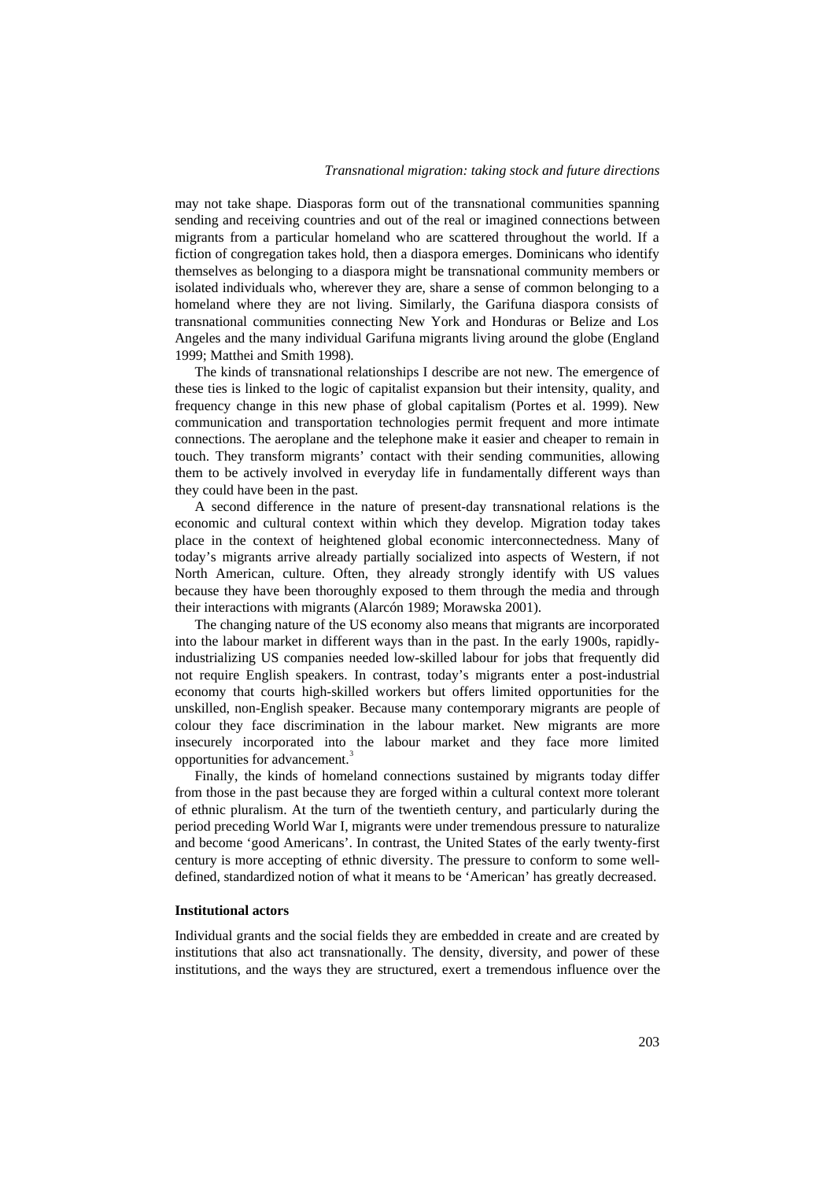may not take shape. Diasporas form out of the transnational communities spanning sending and receiving countries and out of the real or imagined connections between migrants from a particular homeland who are scattered throughout the world. If a fiction of congregation takes hold, then a diaspora emerges. Dominicans who identify themselves as belonging to a diaspora might be transnational community members or isolated individuals who, wherever they are, share a sense of common belonging to a homeland where they are not living. Similarly, the Garifuna diaspora consists of transnational communities connecting New York and Honduras or Belize and Los Angeles and the many individual Garifuna migrants living around the globe (England 1999; Matthei and Smith 1998).

The kinds of transnational relationships I describe are not new. The emergence of these ties is linked to the logic of capitalist expansion but their intensity, quality, and frequency change in this new phase of global capitalism (Portes et al. 1999). New communication and transportation technologies permit frequent and more intimate connections. The aeroplane and the telephone make it easier and cheaper to remain in touch. They transform migrants' contact with their sending communities, allowing them to be actively involved in everyday life in fundamentally different ways than they could have been in the past.

A second difference in the nature of present-day transnational relations is the economic and cultural context within which they develop. Migration today takes place in the context of heightened global economic interconnectedness. Many of today's migrants arrive already partially socialized into aspects of Western, if not North American, culture. Often, they already strongly identify with US values because they have been thoroughly exposed to them through the media and through their interactions with migrants (Alarcón 1989; Morawska 2001).

The changing nature of the US economy also means that migrants are incorporated into the labour market in different ways than in the past. In the early 1900s, rapidly-industrializing US companies needed low-skilled labour for jobs that frequently did not require English speakers. In contrast, today's migrants enter a post-industrial economy that courts high-skilled workers but offers limited opportunities for the unskilled, non-English speaker. Because many contemporary migrants are people of colour they face discrimination in the labour market. New migrants are more insecurely incorporated into the labour market and they face more limited opportunities for advancement.[3]

Finally, the kinds of homeland connections sustained by migrants today differ from those in the past because they are forged within a cultural context more tolerant of ethnic pluralism. At the turn of the twentieth century, and particularly during the period preceding World War I, migrants were under tremendous pressure to naturalize and become 'good Americans'. In contrast, the United States of the early twenty-first century is more accepting of ethnic diversity. The pressure to conform to some well-defined, standardized notion of what it means to be 'American' has greatly decreased.

**Institutional actors**

Individual grants and the social fields they are embedded in create and are created by institutions that also act transnationally. The density, diversity, and power of these institutions, and the ways they are structured, exert a tremendous influence over the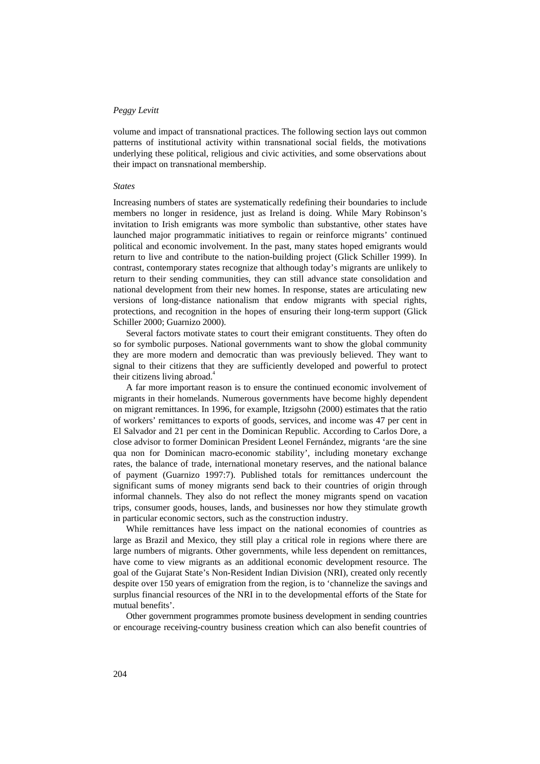volume and impact of transnational practices. The following section lays out common patterns of institutional activity within transnational social fields, the motivations underlying these political, religious and civic activities, and some observations about their impact on transnational membership.

### *States*

Increasing numbers of states are systematically redefining their boundaries to include members no longer in residence, just as Ireland is doing. While Mary Robinson's invitation to Irish emigrants was more symbolic than substantive, other states have launched major programmatic initiatives to regain or reinforce migrants' continued political and economic involvement. In the past, many states hoped emigrants would return to live and contribute to the nation-building project (Glick Schiller 1999). In contrast, contemporary states recognize that although today's migrants are unlikely to return to their sending communities, they can still advance state consolidation and national development from their new homes. In response, states are articulating new versions of long-distance nationalism that endow migrants with special rights, protections, and recognition in the hopes of ensuring their long-term support (Glick Schiller 2000; Guarnizo 2000).

Several factors motivate states to court their emigrant constituents. They often do so for symbolic purposes. National governments want to show the global community they are more modern and democratic than was previously believed. They want to signal to their citizens that they are sufficiently developed and powerful to protect their citizens living abroad.[4]

A far more important reason is to ensure the continued economic involvement of migrants in their homelands. Numerous governments have become highly dependent on migrant remittances. In 1996, for example, Itzigsohn (2000) estimates that the ratio of workers' remittances to exports of goods, services, and income was 47 per cent in El Salvador and 21 per cent in the Dominican Republic. According to Carlos Dore, a close advisor to former Dominican President Leonel Fernández, migrants 'are the sine qua non for Dominican macro-economic stability', including monetary exchange rates, the balance of trade, international monetary reserves, and the national balance of payment (Guarnizo 1997:7). Published totals for remittances undercount the significant sums of money migrants send back to their countries of origin through informal channels. They also do not reflect the money migrants spend on vacation trips, consumer goods, houses, lands, and businesses nor how they stimulate growth in particular economic sectors, such as the construction industry.

While remittances have less impact on the national economies of countries as large as Brazil and Mexico, they still play a critical role in regions where there are large numbers of migrants. Other governments, while less dependent on remittances, have come to view migrants as an additional economic development resource. The goal of the Gujarat State's Non-Resident Indian Division (NRI), created only recently despite over 150 years of emigration from the region, is to 'channelize the savings and surplus financial resources of the NRI in to the developmental efforts of the State for mutual benefits'.

Other government programmes promote business development in sending countries or encourage receiving-country business creation which can also benefit countries of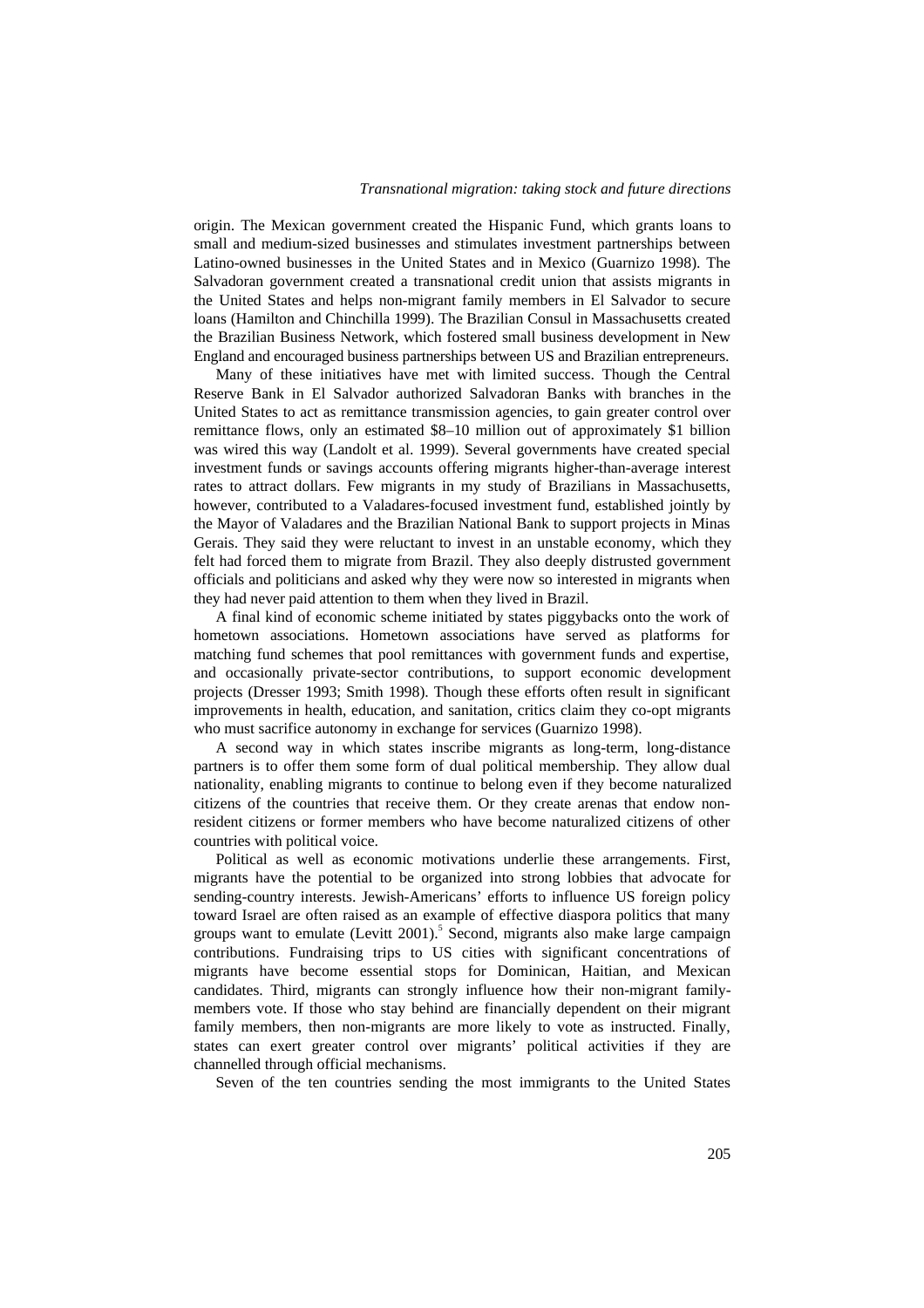origin. The Mexican government created the Hispanic Fund, which grants loans to small and medium-sized businesses and stimulates investment partnerships between Latino-owned businesses in the United States and in Mexico (Guarnizo 1998). The Salvadoran government created a transnational credit union that assists migrants in the United States and helps non-migrant family members in El Salvador to secure loans (Hamilton and Chinchilla 1999). The Brazilian Consul in Massachusetts created the Brazilian Business Network, which fostered small business development in New England and encouraged business partnerships between US and Brazilian entrepreneurs.

Many of these initiatives have met with limited success. Though the Central Reserve Bank in El Salvador authorized Salvadoran Banks with branches in the United States to act as remittance transmission agencies, to gain greater control over remittance flows, only an estimated \$8–10 million out of approximately \$1 billion was wired this way (Landolt et al. 1999). Several governments have created special investment funds or savings accounts offering migrants higher-than-average interest rates to attract dollars. Few migrants in my study of Brazilians in Massachusetts, however, contributed to a Valadares-focused investment fund, established jointly by the Mayor of Valadares and the Brazilian National Bank to support projects in Minas Gerais. They said they were reluctant to invest in an unstable economy, which they felt had forced them to migrate from Brazil. They also deeply distrusted government officials and politicians and asked why they were now so interested in migrants when they had never paid attention to them when they lived in Brazil.

A final kind of economic scheme initiated by states piggybacks onto the work of hometown associations. Hometown associations have served as platforms for matching fund schemes that pool remittances with government funds and expertise, and occasionally private-sector contributions, to support economic development projects (Dresser 1993; Smith 1998). Though these efforts often result in significant improvements in health, education, and sanitation, critics claim they co-opt migrants who must sacrifice autonomy in exchange for services (Guarnizo 1998).

A second way in which states inscribe migrants as long-term, long-distance partners is to offer them some form of dual political membership. They allow dual nationality, enabling migrants to continue to belong even if they become naturalized citizens of the countries that receive them. Or they create arenas that endow non-resident citizens or former members who have become naturalized citizens of other countries with political voice.

Political as well as economic motivations underlie these arrangements. First, migrants have the potential to be organized into strong lobbies that advocate for sending-country interests. Jewish-Americans' efforts to influence US foreign policy toward Israel are often raised as an example of effective diaspora politics that many groups want to emulate (Levitt 2001).[5] Second, migrants also make large campaign contributions. Fundraising trips to US cities with significant concentrations of migrants have become essential stops for Dominican, Haitian, and Mexican candidates. Third, migrants can strongly influence how their non-migrant family-members vote. If those who stay behind are financially dependent on their migrant family members, then non-migrants are more likely to vote as instructed. Finally, states can exert greater control over migrants' political activities if they are channelled through official mechanisms.

Seven of the ten countries sending the most immigrants to the United States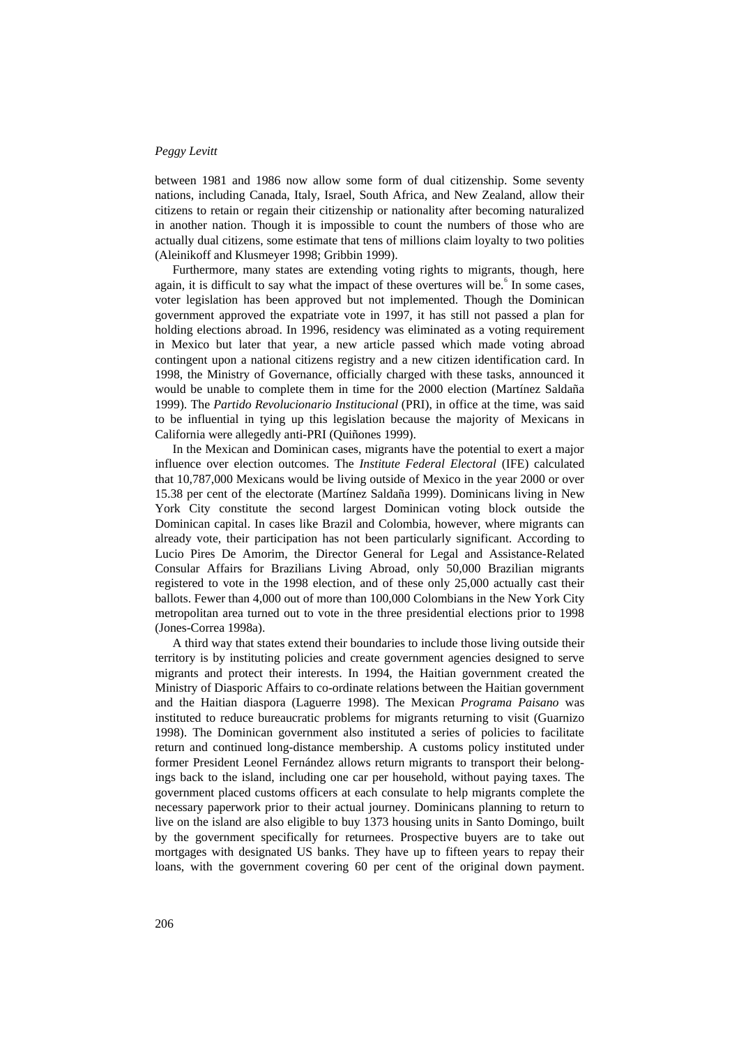between 1981 and 1986 now allow some form of dual citizenship. Some seventy nations, including Canada, Italy, Israel, South Africa, and New Zealand, allow their citizens to retain or regain their citizenship or nationality after becoming naturalized in another nation. Though it is impossible to count the numbers of those who are actually dual citizens, some estimate that tens of millions claim loyalty to two polities (Aleinikoff and Klusmeyer 1998; Gribbin 1999).

Furthermore, many states are extending voting rights to migrants, though, here again, it is difficult to say what the impact of these overtures will be.[6] In some cases, voter legislation has been approved but not implemented. Though the Dominican government approved the expatriate vote in 1997, it has still not passed a plan for holding elections abroad. In 1996, residency was eliminated as a voting requirement in Mexico but later that year, a new article passed which made voting abroad contingent upon a national citizens registry and a new citizen identification card. In 1998, the Ministry of Governance, officially charged with these tasks, announced it would be unable to complete them in time for the 2000 election (Martínez Saldaña 1999). The *Partido Revolucionario Institucional* (PRI), in office at the time, was said to be influential in tying up this legislation because the majority of Mexicans in California were allegedly anti-PRI (Quiñones 1999).

In the Mexican and Dominican cases, migrants have the potential to exert a major influence over election outcomes. The *Institute Federal Electoral* (IFE) calculated that 10,787,000 Mexicans would be living outside of Mexico in the year 2000 or over 15.38 per cent of the electorate (Martínez Saldaña 1999). Dominicans living in New York City constitute the second largest Dominican voting block outside the Dominican capital. In cases like Brazil and Colombia, however, where migrants can already vote, their participation has not been particularly significant. According to Lucio Pires De Amorim, the Director General for Legal and Assistance-Related Consular Affairs for Brazilians Living Abroad, only 50,000 Brazilian migrants registered to vote in the 1998 election, and of these only 25,000 actually cast their ballots. Fewer than 4,000 out of more than 100,000 Colombians in the New York City metropolitan area turned out to vote in the three presidential elections prior to 1998 (Jones-Correa 1998a).

A third way that states extend their boundaries to include those living outside their territory is by instituting policies and create government agencies designed to serve migrants and protect their interests. In 1994, the Haitian government created the Ministry of Diasporic Affairs to co-ordinate relations between the Haitian government and the Haitian diaspora (Laguerre 1998). The Mexican *Programa Paisano* was instituted to reduce bureaucratic problems for migrants returning to visit (Guarnizo 1998). The Dominican government also instituted a series of policies to facilitate return and continued long-distance membership. A customs policy instituted under former President Leonel Fernández allows return migrants to transport their belongings back to the island, including one car per household, without paying taxes. The government placed customs officers at each consulate to help migrants complete the necessary paperwork prior to their actual journey. Dominicans planning to return to live on the island are also eligible to buy 1373 housing units in Santo Domingo, built by the government specifically for returnees. Prospective buyers are to take out mortgages with designated US banks. They have up to fifteen years to repay their loans, with the government covering 60 per cent of the original down payment.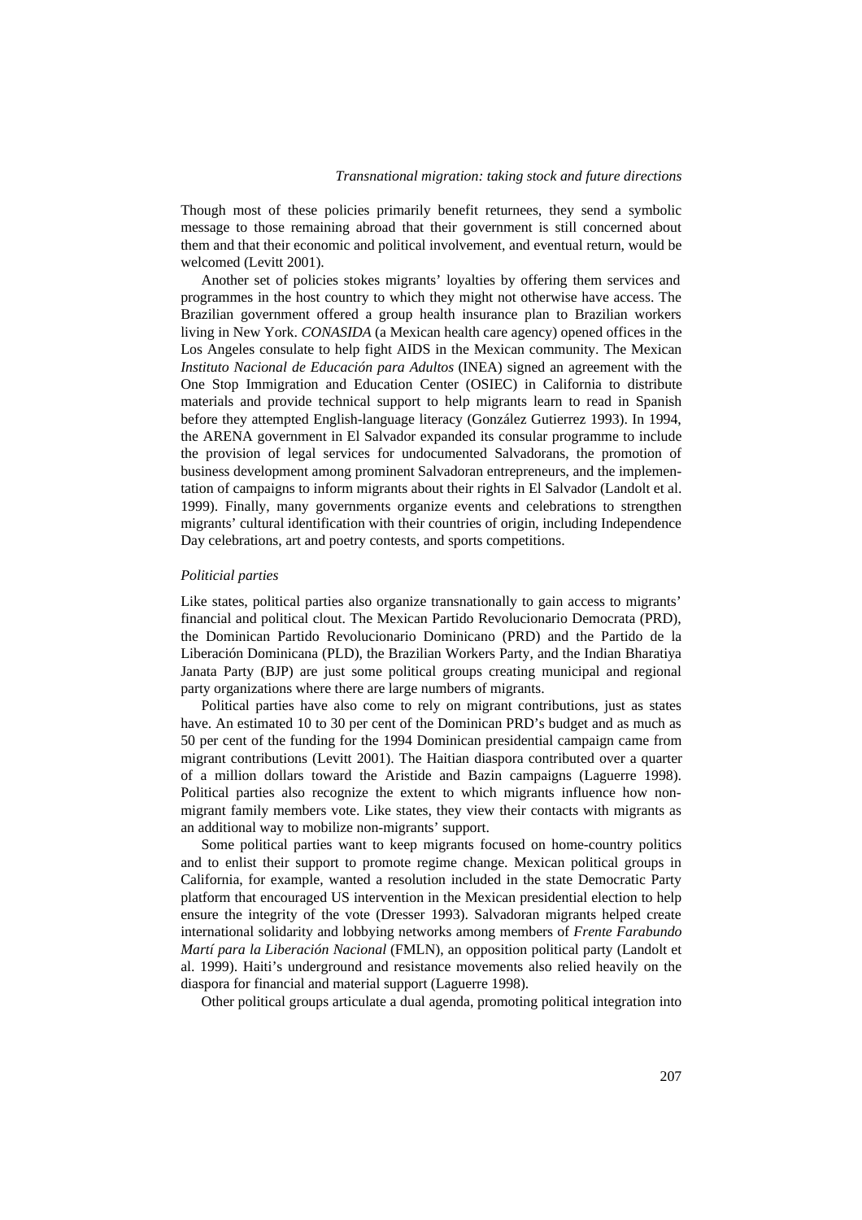Though most of these policies primarily benefit returnees, they send a symbolic message to those remaining abroad that their government is still concerned about them and that their economic and political involvement, and eventual return, would be welcomed (Levitt 2001).

Another set of policies stokes migrants' loyalties by offering them services and programmes in the host country to which they might not otherwise have access. The Brazilian government offered a group health insurance plan to Brazilian workers living in New York. *CONASIDA* (a Mexican health care agency) opened offices in the Los Angeles consulate to help fight AIDS in the Mexican community. The Mexican *Instituto Nacional de Educación para Adultos* (INEA) signed an agreement with the One Stop Immigration and Education Center (OSIEC) in California to distribute materials and provide technical support to help migrants learn to read in Spanish before they attempted English-language literacy (González Gutierrez 1993). In 1994, the ARENA government in El Salvador expanded its consular programme to include the provision of legal services for undocumented Salvadorans, the promotion of business development among prominent Salvadoran entrepreneurs, and the implementation of campaigns to inform migrants about their rights in El Salvador (Landolt et al. 1999). Finally, many governments organize events and celebrations to strengthen migrants' cultural identification with their countries of origin, including Independence Day celebrations, art and poetry contests, and sports competitions.

### *Politicial parties*

Like states, political parties also organize transnationally to gain access to migrants' financial and political clout. The Mexican Partido Revolucionario Democrata (PRD), the Dominican Partido Revolucionario Dominicano (PRD) and the Partido de la Liberación Dominicana (PLD), the Brazilian Workers Party, and the Indian Bharatiya Janata Party (BJP) are just some political groups creating municipal and regional party organizations where there are large numbers of migrants.

Political parties have also come to rely on migrant contributions, just as states have. An estimated 10 to 30 per cent of the Dominican PRD's budget and as much as 50 per cent of the funding for the 1994 Dominican presidential campaign came from migrant contributions (Levitt 2001). The Haitian diaspora contributed over a quarter of a million dollars toward the Aristide and Bazin campaigns (Laguerre 1998). Political parties also recognize the extent to which migrants influence how non-migrant family members vote. Like states, they view their contacts with migrants as an additional way to mobilize non-migrants' support.

Some political parties want to keep migrants focused on home-country politics and to enlist their support to promote regime change. Mexican political groups in California, for example, wanted a resolution included in the state Democratic Party platform that encouraged US intervention in the Mexican presidential election to help ensure the integrity of the vote (Dresser 1993). Salvadoran migrants helped create international solidarity and lobbying networks among members of *Frente Farabundo Martí para la Liberación Nacional* (FMLN), an opposition political party (Landolt et al. 1999). Haiti's underground and resistance movements also relied heavily on the diaspora for financial and material support (Laguerre 1998).

Other political groups articulate a dual agenda, promoting political integration into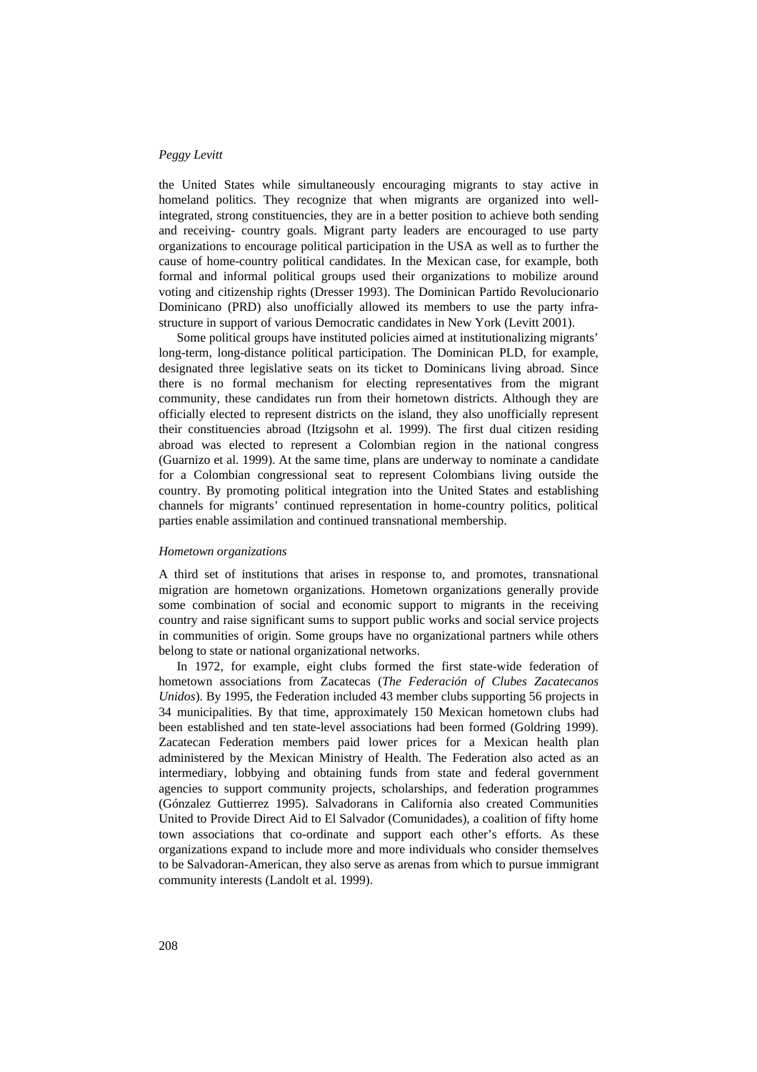the United States while simultaneously encouraging migrants to stay active in homeland politics. They recognize that when migrants are organized into well-integrated, strong constituencies, they are in a better position to achieve both sending and receiving- country goals. Migrant party leaders are encouraged to use party organizations to encourage political participation in the USA as well as to further the cause of home-country political candidates. In the Mexican case, for example, both formal and informal political groups used their organizations to mobilize around voting and citizenship rights (Dresser 1993). The Dominican Partido Revolucionario Dominicano (PRD) also unofficially allowed its members to use the party infrastructure in support of various Democratic candidates in New York (Levitt 2001).

Some political groups have instituted policies aimed at institutionalizing migrants' long-term, long-distance political participation. The Dominican PLD, for example, designated three legislative seats on its ticket to Dominicans living abroad. Since there is no formal mechanism for electing representatives from the migrant community, these candidates run from their hometown districts. Although they are officially elected to represent districts on the island, they also unofficially represent their constituencies abroad (Itzigsohn et al. 1999). The first dual citizen residing abroad was elected to represent a Colombian region in the national congress (Guarnizo et al. 1999). At the same time, plans are underway to nominate a candidate for a Colombian congressional seat to represent Colombians living outside the country. By promoting political integration into the United States and establishing channels for migrants' continued representation in home-country politics, political parties enable assimilation and continued transnational membership.

*Hometown organizations*

A third set of institutions that arises in response to, and promotes, transnational migration are hometown organizations. Hometown organizations generally provide some combination of social and economic support to migrants in the receiving country and raise significant sums to support public works and social service projects in communities of origin. Some groups have no organizational partners while others belong to state or national organizational networks.

In 1972, for example, eight clubs formed the first state-wide federation of hometown associations from Zacatecas (*The Federación of Clubes Zacatecanos Unidos*). By 1995, the Federation included 43 member clubs supporting 56 projects in 34 municipalities. By that time, approximately 150 Mexican hometown clubs had been established and ten state-level associations had been formed (Goldring 1999). Zacatecan Federation members paid lower prices for a Mexican health plan administered by the Mexican Ministry of Health. The Federation also acted as an intermediary, lobbying and obtaining funds from state and federal government agencies to support community projects, scholarships, and federation programmes (Gónzalez Guttierrez 1995). Salvadorans in California also created Communities United to Provide Direct Aid to El Salvador (Comunidades), a coalition of fifty home town associations that co-ordinate and support each other's efforts. As these organizations expand to include more and more individuals who consider themselves to be Salvadoran-American, they also serve as arenas from which to pursue immigrant community interests (Landolt et al. 1999).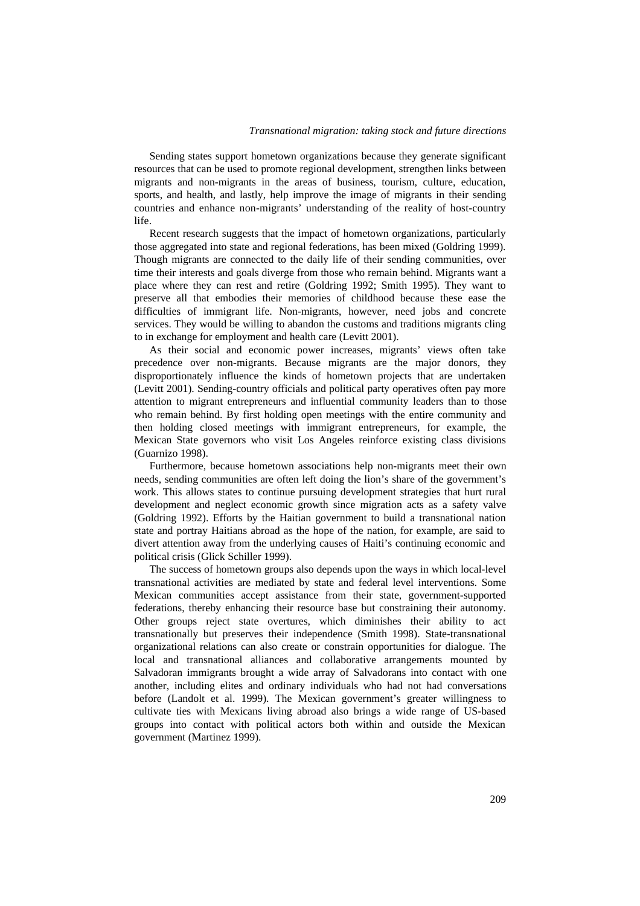Sending states support hometown organizations because they generate significant resources that can be used to promote regional development, strengthen links between migrants and non-migrants in the areas of business, tourism, culture, education, sports, and health, and lastly, help improve the image of migrants in their sending countries and enhance non-migrants' understanding of the reality of host-country life.

Recent research suggests that the impact of hometown organizations, particularly those aggregated into state and regional federations, has been mixed (Goldring 1999). Though migrants are connected to the daily life of their sending communities, over time their interests and goals diverge from those who remain behind. Migrants want a place where they can rest and retire (Goldring 1992; Smith 1995). They want to preserve all that embodies their memories of childhood because these ease the difficulties of immigrant life. Non-migrants, however, need jobs and concrete services. They would be willing to abandon the customs and traditions migrants cling to in exchange for employment and health care (Levitt 2001).

As their social and economic power increases, migrants' views often take precedence over non-migrants. Because migrants are the major donors, they disproportionately influence the kinds of hometown projects that are undertaken (Levitt 2001). Sending-country officials and political party operatives often pay more attention to migrant entrepreneurs and influential community leaders than to those who remain behind. By first holding open meetings with the entire community and then holding closed meetings with immigrant entrepreneurs, for example, the Mexican State governors who visit Los Angeles reinforce existing class divisions (Guarnizo 1998).

Furthermore, because hometown associations help non-migrants meet their own needs, sending communities are often left doing the lion's share of the government's work. This allows states to continue pursuing development strategies that hurt rural development and neglect economic growth since migration acts as a safety valve (Goldring 1992). Efforts by the Haitian government to build a transnational nation state and portray Haitians abroad as the hope of the nation, for example, are said to divert attention away from the underlying causes of Haiti's continuing economic and political crisis (Glick Schiller 1999).

The success of hometown groups also depends upon the ways in which local-level transnational activities are mediated by state and federal level interventions. Some Mexican communities accept assistance from their state, government-supported federations, thereby enhancing their resource base but constraining their autonomy. Other groups reject state overtures, which diminishes their ability to act transnationally but preserves their independence (Smith 1998). State-transnational organizational relations can also create or constrain opportunities for dialogue. The local and transnational alliances and collaborative arrangements mounted by Salvadoran immigrants brought a wide array of Salvadorans into contact with one another, including elites and ordinary individuals who had not had conversations before (Landolt et al. 1999). The Mexican government's greater willingness to cultivate ties with Mexicans living abroad also brings a wide range of US-based groups into contact with political actors both within and outside the Mexican government (Martinez 1999).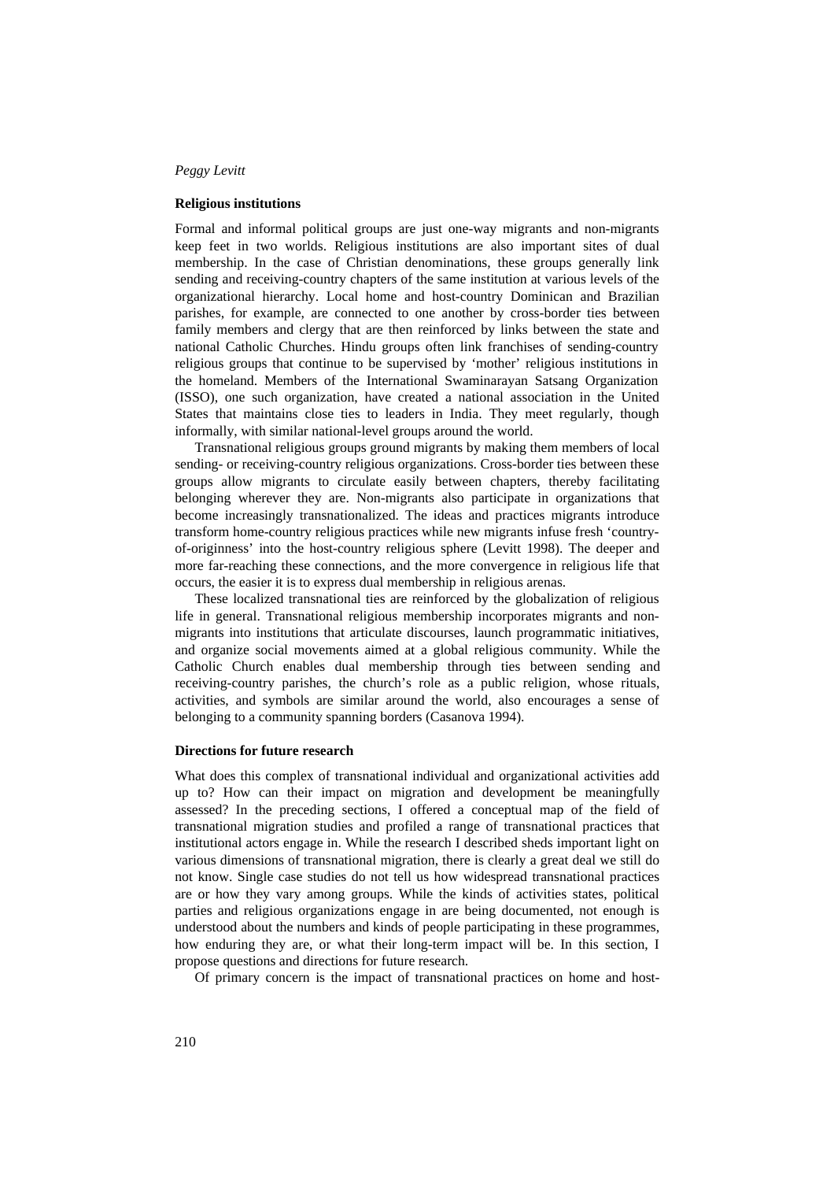### Religious institutions

Formal and informal political groups are just one-way migrants and non-migrants keep feet in two worlds. Religious institutions are also important sites of dual membership. In the case of Christian denominations, these groups generally link sending and receiving-country chapters of the same institution at various levels of the organizational hierarchy. Local home and host-country Dominican and Brazilian parishes, for example, are connected to one another by cross-border ties between family members and clergy that are then reinforced by links between the state and national Catholic Churches. Hindu groups often link franchises of sending-country religious groups that continue to be supervised by 'mother' religious institutions in the homeland. Members of the International Swaminarayan Satsang Organization (ISSO), one such organization, have created a national association in the United States that maintains close ties to leaders in India. They meet regularly, though informally, with similar national-level groups around the world.

Transnational religious groups ground migrants by making them members of local sending- or receiving-country religious organizations. Cross-border ties between these groups allow migrants to circulate easily between chapters, thereby facilitating belonging wherever they are. Non-migrants also participate in organizations that become increasingly transnationalized. The ideas and practices migrants introduce transform home-country religious practices while new migrants infuse fresh 'country-of-originness' into the host-country religious sphere (Levitt 1998). The deeper and more far-reaching these connections, and the more convergence in religious life that occurs, the easier it is to express dual membership in religious arenas.

These localized transnational ties are reinforced by the globalization of religious life in general. Transnational religious membership incorporates migrants and non-migrants into institutions that articulate discourses, launch programmatic initiatives, and organize social movements aimed at a global religious community. While the Catholic Church enables dual membership through ties between sending and receiving-country parishes, the church's role as a public religion, whose rituals, activities, and symbols are similar around the world, also encourages a sense of belonging to a community spanning borders (Casanova 1994).

### Directions for future research

What does this complex of transnational individual and organizational activities add up to? How can their impact on migration and development be meaningfully assessed? In the preceding sections, I offered a conceptual map of the field of transnational migration studies and profiled a range of transnational practices that institutional actors engage in. While the research I described sheds important light on various dimensions of transnational migration, there is clearly a great deal we still do not know. Single case studies do not tell us how widespread transnational practices are or how they vary among groups. While the kinds of activities states, political parties and religious organizations engage in are being documented, not enough is understood about the numbers and kinds of people participating in these programmes, how enduring they are, or what their long-term impact will be. In this section, I propose questions and directions for future research.

Of primary concern is the impact of transnational practices on home and host-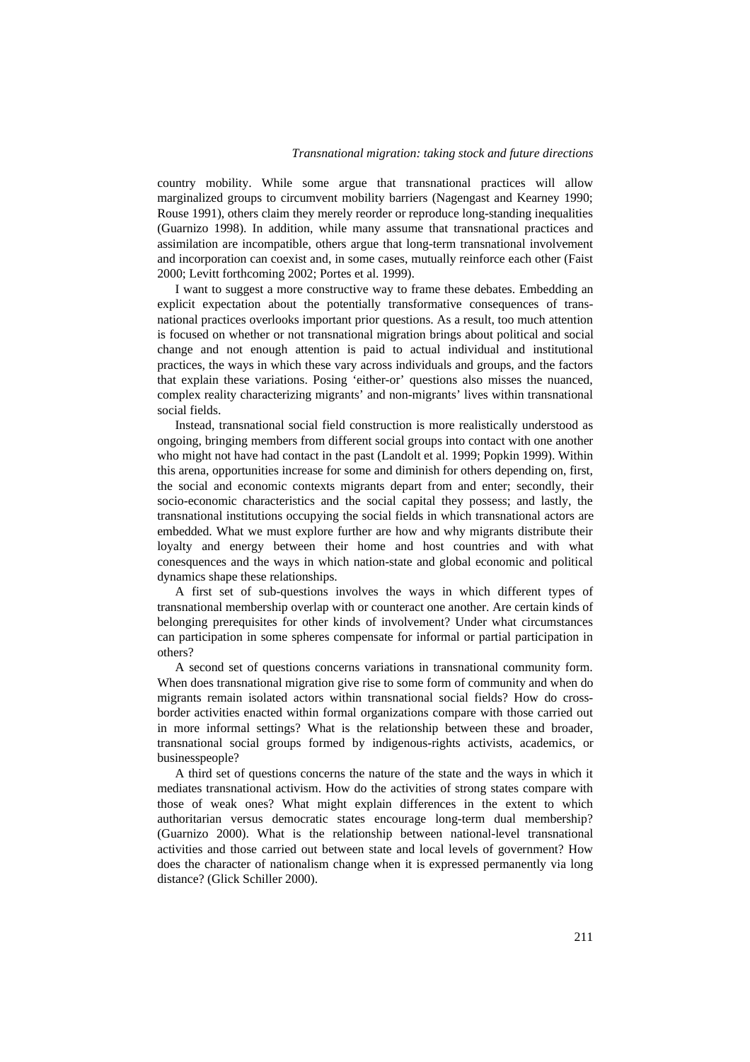country mobility. While some argue that transnational practices will allow marginalized groups to circumvent mobility barriers (Nagengast and Kearney 1990; Rouse 1991), others claim they merely reorder or reproduce long-standing inequalities (Guarnizo 1998). In addition, while many assume that transnational practices and assimilation are incompatible, others argue that long-term transnational involvement and incorporation can coexist and, in some cases, mutually reinforce each other (Faist 2000; Levitt forthcoming 2002; Portes et al. 1999).

I want to suggest a more constructive way to frame these debates. Embedding an explicit expectation about the potentially transformative consequences of transnational practices overlooks important prior questions. As a result, too much attention is focused on whether or not transnational migration brings about political and social change and not enough attention is paid to actual individual and institutional practices, the ways in which these vary across individuals and groups, and the factors that explain these variations. Posing 'either-or' questions also misses the nuanced, complex reality characterizing migrants' and non-migrants' lives within transnational social fields.

Instead, transnational social field construction is more realistically understood as ongoing, bringing members from different social groups into contact with one another who might not have had contact in the past (Landolt et al. 1999; Popkin 1999). Within this arena, opportunities increase for some and diminish for others depending on, first, the social and economic contexts migrants depart from and enter; secondly, their socio-economic characteristics and the social capital they possess; and lastly, the transnational institutions occupying the social fields in which transnational actors are embedded. What we must explore further are how and why migrants distribute their loyalty and energy between their home and host countries and with what conesquences and the ways in which nation-state and global economic and political dynamics shape these relationships.

A first set of sub-questions involves the ways in which different types of transnational membership overlap with or counteract one another. Are certain kinds of belonging prerequisites for other kinds of involvement? Under what circumstances can participation in some spheres compensate for informal or partial participation in others?

A second set of questions concerns variations in transnational community form. When does transnational migration give rise to some form of community and when do migrants remain isolated actors within transnational social fields? How do cross-border activities enacted within formal organizations compare with those carried out in more informal settings? What is the relationship between these and broader, transnational social groups formed by indigenous-rights activists, academics, or businesspeople?

A third set of questions concerns the nature of the state and the ways in which it mediates transnational activism. How do the activities of strong states compare with those of weak ones? What might explain differences in the extent to which authoritarian versus democratic states encourage long-term dual membership? (Guarnizo 2000). What is the relationship between national-level transnational activities and those carried out between state and local levels of government? How does the character of nationalism change when it is expressed permanently via long distance? (Glick Schiller 2000).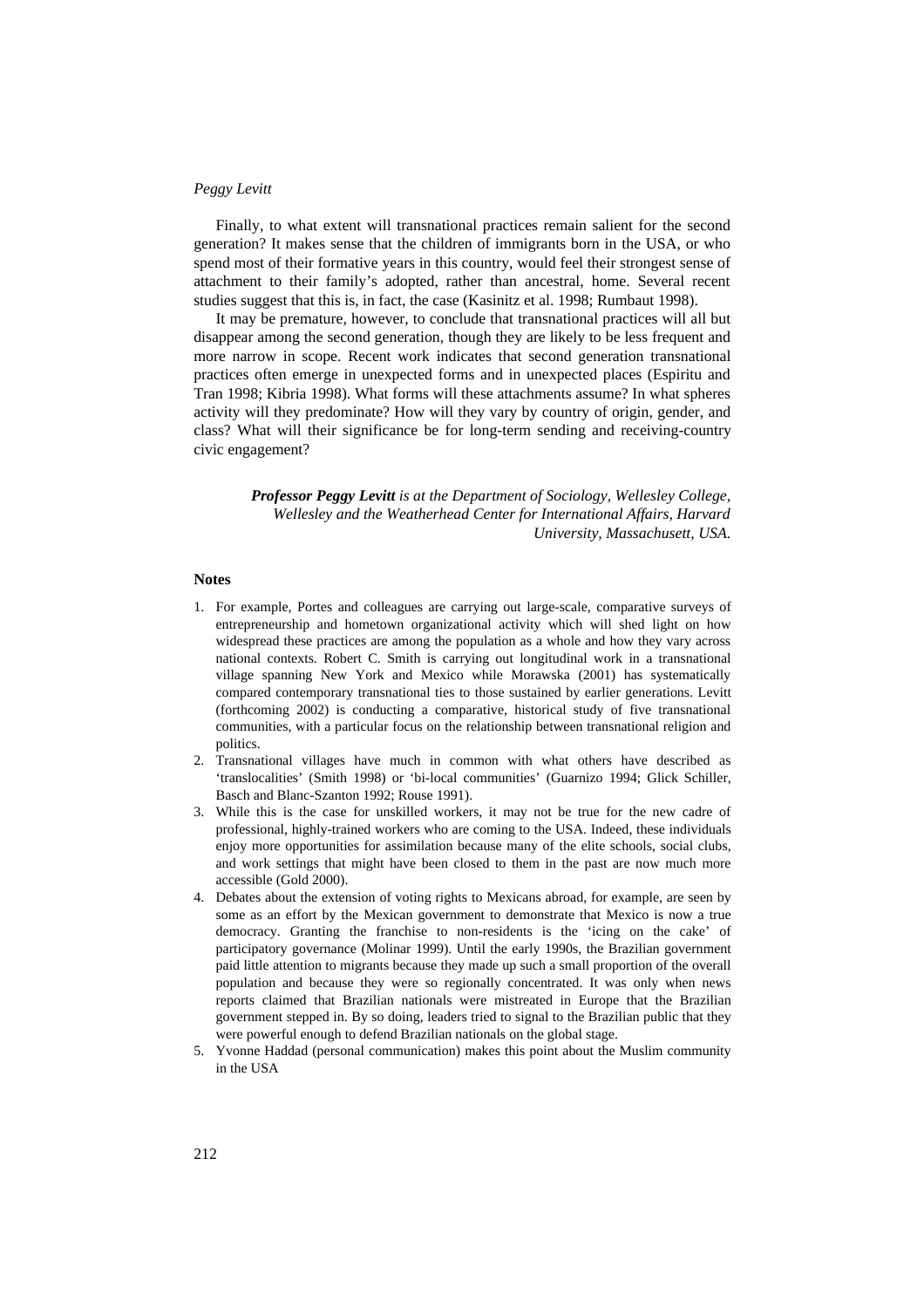Finally, to what extent will transnational practices remain salient for the second generation? It makes sense that the children of immigrants born in the USA, or who spend most of their formative years in this country, would feel their strongest sense of attachment to their family's adopted, rather than ancestral, home. Several recent studies suggest that this is, in fact, the case (Kasinitz et al. 1998; Rumbaut 1998).

It may be premature, however, to conclude that transnational practices will all but disappear among the second generation, though they are likely to be less frequent and more narrow in scope. Recent work indicates that second generation transnational practices often emerge in unexpected forms and in unexpected places (Espiritu and Tran 1998; Kibria 1998). What forms will these attachments assume? In what spheres activity will they predominate? How will they vary by country of origin, gender, and class? What will their significance be for long-term sending and receiving-country civic engagement?

***Professor Peggy Levitt** is at the Department of Sociology, Wellesley College, Wellesley and the Weatherhead Center for International Affairs, Harvard University, Massachusett, USA.*

## Notes

1. For example, Portes and colleagues are carrying out large-scale, comparative surveys of entrepreneurship and hometown organizational activity which will shed light on how widespread these practices are among the population as a whole and how they vary across national contexts. Robert C. Smith is carrying out longitudinal work in a transnational village spanning New York and Mexico while Morawska (2001) has systematically compared contemporary transnational ties to those sustained by earlier generations. Levitt (forthcoming 2002) is conducting a comparative, historical study of five transnational communities, with a particular focus on the relationship between transnational religion and politics.
2. Transnational villages have much in common with what others have described as 'translocalities' (Smith 1998) or 'bi-local communities' (Guarnizo 1994; Glick Schiller, Basch and Blanc-Szanton 1992; Rouse 1991).
3. While this is the case for unskilled workers, it may not be true for the new cadre of professional, highly-trained workers who are coming to the USA. Indeed, these individuals enjoy more opportunities for assimilation because many of the elite schools, social clubs, and work settings that might have been closed to them in the past are now much more accessible (Gold 2000).
4. Debates about the extension of voting rights to Mexicans abroad, for example, are seen by some as an effort by the Mexican government to demonstrate that Mexico is now a true democracy. Granting the franchise to non-residents is the 'icing on the cake' of participatory governance (Molinar 1999). Until the early 1990s, the Brazilian government paid little attention to migrants because they made up such a small proportion of the overall population and because they were so regionally concentrated. It was only when news reports claimed that Brazilian nationals were mistreated in Europe that the Brazilian government stepped in. By so doing, leaders tried to signal to the Brazilian public that they were powerful enough to defend Brazilian nationals on the global stage.
5. Yvonne Haddad (personal communication) makes this point about the Muslim community in the USA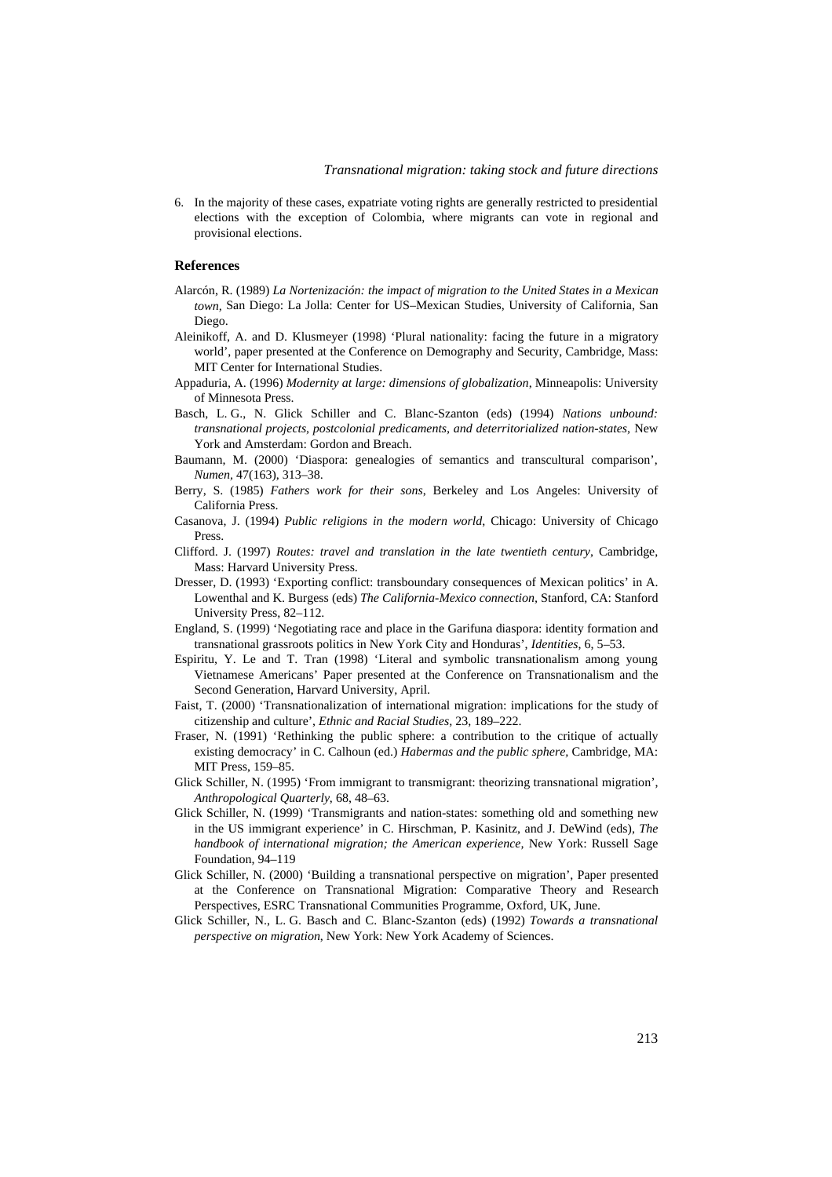6. In the majority of these cases, expatriate voting rights are generally restricted to presidential elections with the exception of Colombia, where migrants can vote in regional and provisional elections.

## References

Alarcón, R. (1989) *La Nortenización: the impact of migration to the United States in a Mexican town*, San Diego: La Jolla: Center for US–Mexican Studies, University of California, San Diego.

Aleinikoff, A. and D. Klusmeyer (1998) 'Plural nationality: facing the future in a migratory world', paper presented at the Conference on Demography and Security, Cambridge, Mass: MIT Center for International Studies.

Appaduria, A. (1996) *Modernity at large: dimensions of globalization*, Minneapolis: University of Minnesota Press.

Basch, L. G., N. Glick Schiller and C. Blanc-Szanton (eds) (1994) *Nations unbound: transnational projects, postcolonial predicaments, and deterritorialized nation-states*, New York and Amsterdam: Gordon and Breach.

Baumann, M. (2000) 'Diaspora: genealogies of semantics and transcultural comparison', *Numen*, 47(163), 313–38.

Berry, S. (1985) *Fathers work for their sons*, Berkeley and Los Angeles: University of California Press.

Casanova, J. (1994) *Public religions in the modern world*, Chicago: University of Chicago Press.

Clifford. J. (1997) *Routes: travel and translation in the late twentieth century*, Cambridge, Mass: Harvard University Press.

Dresser, D. (1993) 'Exporting conflict: transboundary consequences of Mexican politics' in A. Lowenthal and K. Burgess (eds) *The California-Mexico connection*, Stanford, CA: Stanford University Press, 82–112.

England, S. (1999) 'Negotiating race and place in the Garifuna diaspora: identity formation and transnational grassroots politics in New York City and Honduras', *Identities*, 6, 5–53.

Espiritu, Y. Le and T. Tran (1998) 'Literal and symbolic transnationalism among young Vietnamese Americans' Paper presented at the Conference on Transnationalism and the Second Generation, Harvard University, April.

Faist, T. (2000) 'Transnationalization of international migration: implications for the study of citizenship and culture', *Ethnic and Racial Studies*, 23, 189–222.

Fraser, N. (1991) 'Rethinking the public sphere: a contribution to the critique of actually existing democracy' in C. Calhoun (ed.) *Habermas and the public sphere*, Cambridge, MA: MIT Press, 159–85.

Glick Schiller, N. (1995) 'From immigrant to transmigrant: theorizing transnational migration', *Anthropological Quarterly*, 68, 48–63.

Glick Schiller, N. (1999) 'Transmigrants and nation-states: something old and something new in the US immigrant experience' in C. Hirschman, P. Kasinitz, and J. DeWind (eds), *The handbook of international migration; the American experience*, New York: Russell Sage Foundation, 94–119

Glick Schiller, N. (2000) 'Building a transnational perspective on migration', Paper presented at the Conference on Transnational Migration: Comparative Theory and Research Perspectives, ESRC Transnational Communities Programme, Oxford, UK, June.

Glick Schiller, N., L. G. Basch and C. Blanc-Szanton (eds) (1992) *Towards a transnational perspective on migration*, New York: New York Academy of Sciences.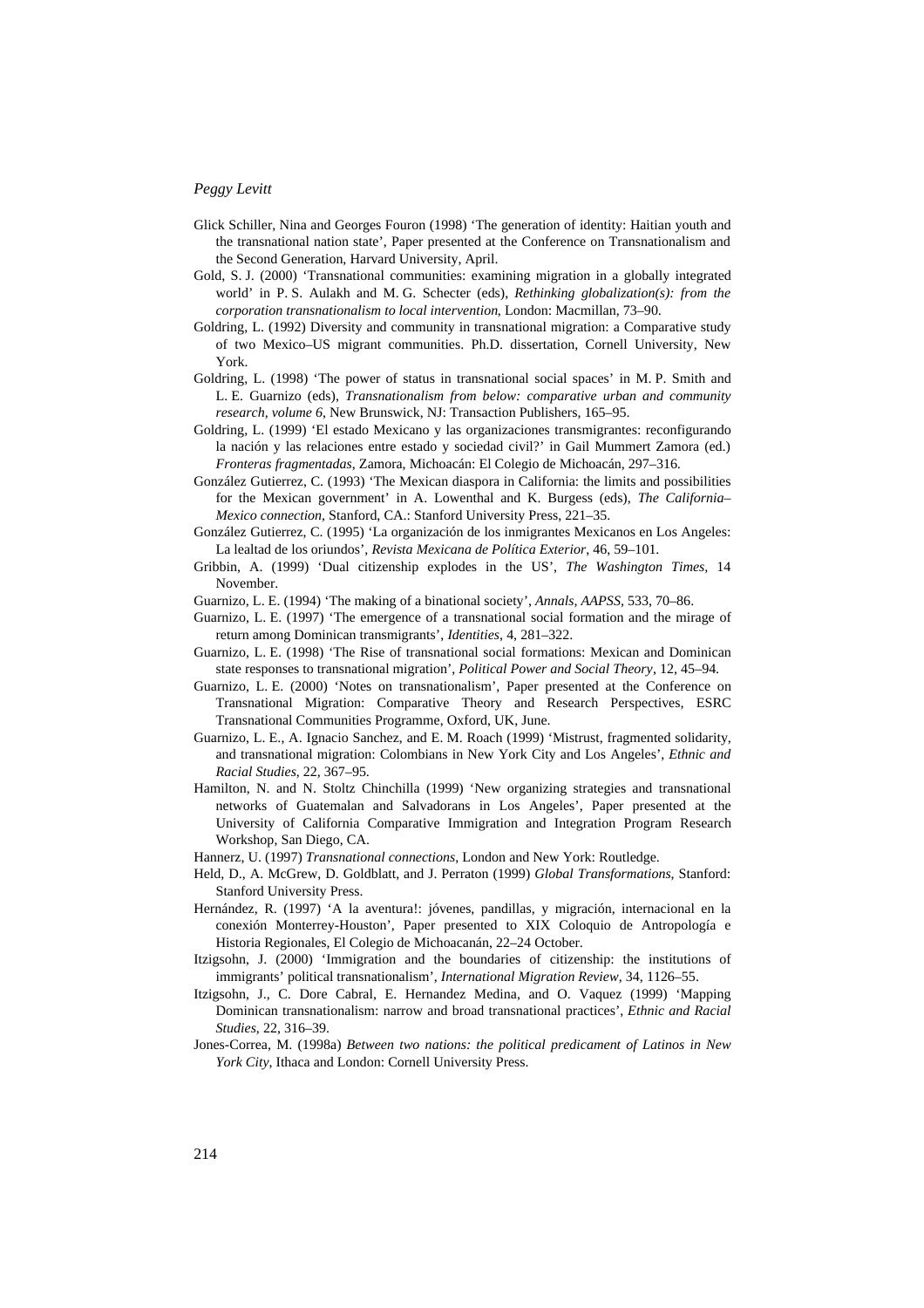Glick Schiller, Nina and Georges Fouron (1998) 'The generation of identity: Haitian youth and the transnational nation state', Paper presented at the Conference on Transnationalism and the Second Generation, Harvard University, April.

Gold, S. J. (2000) 'Transnational communities: examining migration in a globally integrated world' in P. S. Aulakh and M. G. Schecter (eds), *Rethinking globalization(s): from the corporation transnationalism to local intervention*, London: Macmillan, 73–90.

Goldring, L. (1992) Diversity and community in transnational migration: a Comparative study of two Mexico–US migrant communities. Ph.D. dissertation, Cornell University, New York.

Goldring, L. (1998) 'The power of status in transnational social spaces' in M. P. Smith and L. E. Guarnizo (eds), *Transnationalism from below: comparative urban and community research, volume 6*, New Brunswick, NJ: Transaction Publishers, 165–95.

Goldring, L. (1999) 'El estado Mexicano y las organizaciones transmigrantes: reconfigurando la nación y las relaciones entre estado y sociedad civil?' in Gail Mummert Zamora (ed.) *Fronteras fragmentadas*, Zamora, Michoacán: El Colegio de Michoacán, 297–316.

González Gutierrez, C. (1993) 'The Mexican diaspora in California: the limits and possibilities for the Mexican government' in A. Lowenthal and K. Burgess (eds), *The California–Mexico connection*, Stanford, CA.: Stanford University Press, 221–35.

González Gutierrez, C. (1995) 'La organización de los inmigrantes Mexicanos en Los Angeles: La lealtad de los oriundos', *Revista Mexicana de Política Exterior*, 46, 59–101.

Gribbin, A. (1999) 'Dual citizenship explodes in the US', *The Washington Times*, 14 November.

Guarnizo, L. E. (1994) 'The making of a binational society', *Annals, AAPSS*, 533, 70–86.

Guarnizo, L. E. (1997) 'The emergence of a transnational social formation and the mirage of return among Dominican transmigrants', *Identities*, 4, 281–322.

Guarnizo, L. E. (1998) 'The Rise of transnational social formations: Mexican and Dominican state responses to transnational migration', *Political Power and Social Theory*, 12, 45–94.

Guarnizo, L. E. (2000) 'Notes on transnationalism', Paper presented at the Conference on Transnational Migration: Comparative Theory and Research Perspectives, ESRC Transnational Communities Programme, Oxford, UK, June.

Guarnizo, L. E., A. Ignacio Sanchez, and E. M. Roach (1999) 'Mistrust, fragmented solidarity, and transnational migration: Colombians in New York City and Los Angeles', *Ethnic and Racial Studies*, 22, 367–95.

Hamilton, N. and N. Stoltz Chinchilla (1999) 'New organizing strategies and transnational networks of Guatemalan and Salvadorans in Los Angeles', Paper presented at the University of California Comparative Immigration and Integration Program Research Workshop, San Diego, CA.

Hannerz, U. (1997) *Transnational connections*, London and New York: Routledge.

Held, D., A. McGrew, D. Goldblatt, and J. Perraton (1999) *Global Transformations*, Stanford: Stanford University Press.

Hernández, R. (1997) 'A la aventura!: jóvenes, pandillas, y migración, internacional en la conexión Monterrey-Houston', Paper presented to XIX Coloquio de Antropología e Historia Regionales, El Colegio de Michoacanán, 22–24 October.

Itzigsohn, J. (2000) 'Immigration and the boundaries of citizenship: the institutions of immigrants' political transnationalism', *International Migration Review*, 34, 1126–55.

Itzigsohn, J., C. Dore Cabral, E. Hernandez Medina, and O. Vaquez (1999) 'Mapping Dominican transnationalism: narrow and broad transnational practices', *Ethnic and Racial Studies*, 22, 316–39.

Jones-Correa, M. (1998a) *Between two nations: the political predicament of Latinos in New York City*, Ithaca and London: Cornell University Press.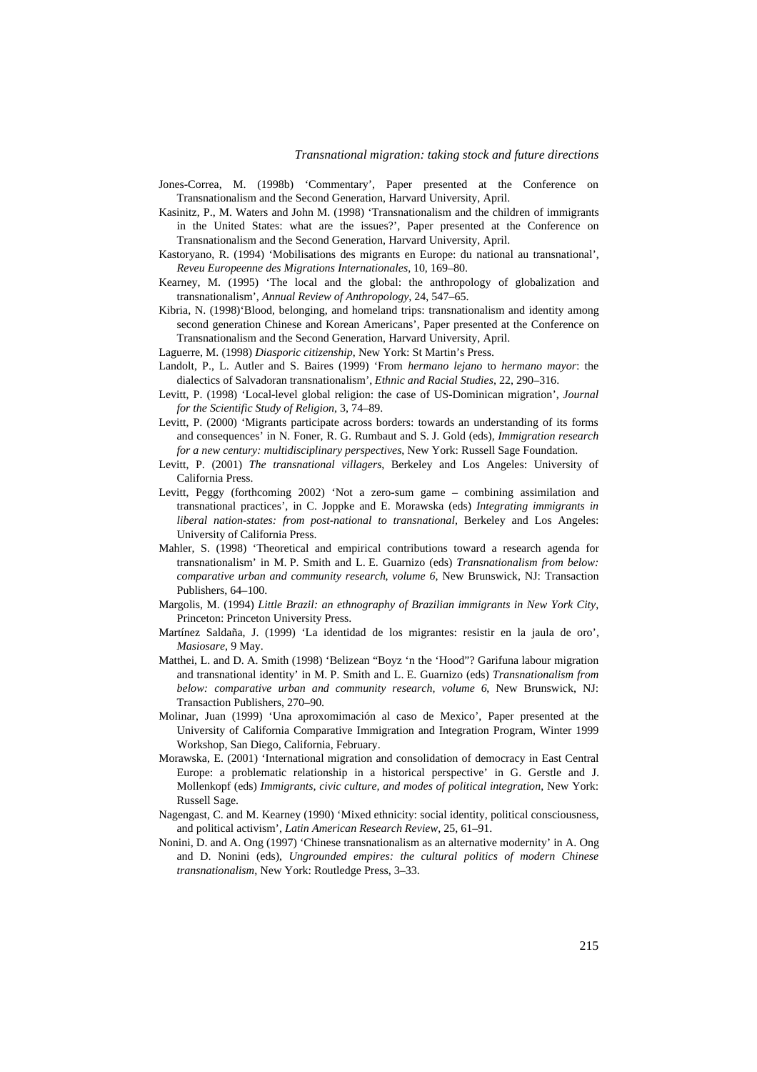Jones-Correa, M. (1998b) 'Commentary', Paper presented at the Conference on Transnationalism and the Second Generation, Harvard University, April.

Kasinitz, P., M. Waters and John M. (1998) 'Transnationalism and the children of immigrants in the United States: what are the issues?', Paper presented at the Conference on Transnationalism and the Second Generation, Harvard University, April.

Kastoryano, R. (1994) 'Mobilisations des migrants en Europe: du national au transnational', *Reveu Europeenne des Migrations Internationales*, 10, 169–80.

Kearney, M. (1995) 'The local and the global: the anthropology of globalization and transnationalism', *Annual Review of Anthropology*, 24, 547–65.

Kibria, N. (1998)'Blood, belonging, and homeland trips: transnationalism and identity among second generation Chinese and Korean Americans', Paper presented at the Conference on Transnationalism and the Second Generation, Harvard University, April.

Laguerre, M. (1998) *Diasporic citizenship*, New York: St Martin's Press.

Landolt, P., L. Autler and S. Baires (1999) 'From *hermano lejano* to *hermano mayor*: the dialectics of Salvadoran transnationalism', *Ethnic and Racial Studies*, 22, 290–316.

Levitt, P. (1998) 'Local-level global religion: the case of US-Dominican migration', *Journal for the Scientific Study of Religion*, 3, 74–89.

Levitt, P. (2000) 'Migrants participate across borders: towards an understanding of its forms and consequences' in N. Foner, R. G. Rumbaut and S. J. Gold (eds), *Immigration research for a new century: multidisciplinary perspectives*, New York: Russell Sage Foundation.

Levitt, P. (2001) *The transnational villagers*, Berkeley and Los Angeles: University of California Press.

Levitt, Peggy (forthcoming 2002) 'Not a zero-sum game – combining assimilation and transnational practices', in C. Joppke and E. Morawska (eds) *Integrating immigrants in liberal nation-states: from post-national to transnational*, Berkeley and Los Angeles: University of California Press.

Mahler, S. (1998) 'Theoretical and empirical contributions toward a research agenda for transnationalism' in M. P. Smith and L. E. Guarnizo (eds) *Transnationalism from below: comparative urban and community research, volume 6*, New Brunswick, NJ: Transaction Publishers, 64–100.

Margolis, M. (1994) *Little Brazil: an ethnography of Brazilian immigrants in New York City*, Princeton: Princeton University Press.

Martínez Saldaña, J. (1999) 'La identidad de los migrantes: resistir en la jaula de oro', *Masiosare*, 9 May.

Matthei, L. and D. A. Smith (1998) 'Belizean "Boyz 'n the 'Hood"? Garifuna labour migration and transnational identity' in M. P. Smith and L. E. Guarnizo (eds) *Transnationalism from below: comparative urban and community research, volume 6*, New Brunswick, NJ: Transaction Publishers, 270–90.

Molinar, Juan (1999) 'Una aproxomimación al caso de Mexico', Paper presented at the University of California Comparative Immigration and Integration Program, Winter 1999 Workshop, San Diego, California, February.

Morawska, E. (2001) 'International migration and consolidation of democracy in East Central Europe: a problematic relationship in a historical perspective' in G. Gerstle and J. Mollenkopf (eds) *Immigrants, civic culture, and modes of political integration*, New York: Russell Sage.

Nagengast, C. and M. Kearney (1990) 'Mixed ethnicity: social identity, political consciousness, and political activism', *Latin American Research Review*, 25, 61–91.

Nonini, D. and A. Ong (1997) 'Chinese transnationalism as an alternative modernity' in A. Ong and D. Nonini (eds), *Ungrounded empires: the cultural politics of modern Chinese transnationalism*, New York: Routledge Press, 3–33.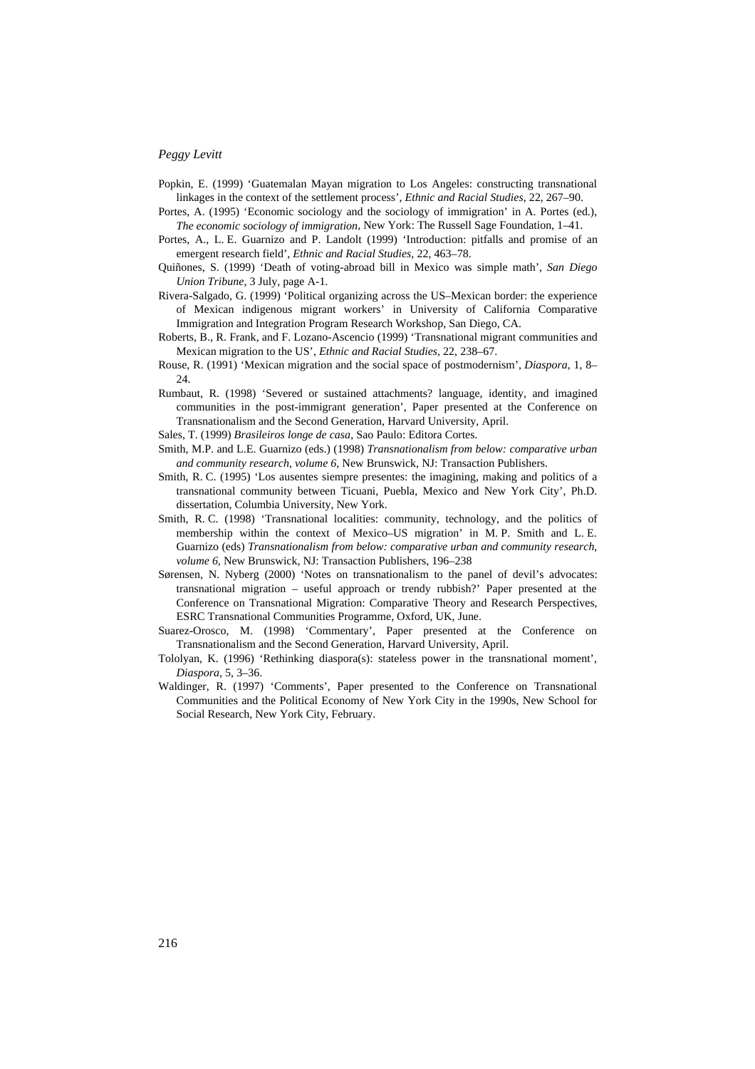Popkin, E. (1999) 'Guatemalan Mayan migration to Los Angeles: constructing transnational linkages in the context of the settlement process', *Ethnic and Racial Studies*, 22, 267–90.

Portes, A. (1995) 'Economic sociology and the sociology of immigration' in A. Portes (ed.), *The economic sociology of immigration*, New York: The Russell Sage Foundation, 1–41.

Portes, A., L. E. Guarnizo and P. Landolt (1999) 'Introduction: pitfalls and promise of an emergent research field', *Ethnic and Racial Studies*, 22, 463–78.

Quiñones, S. (1999) 'Death of voting-abroad bill in Mexico was simple math', *San Diego Union Tribune*, 3 July, page A-1.

Rivera-Salgado, G. (1999) 'Political organizing across the US–Mexican border: the experience of Mexican indigenous migrant workers' in University of California Comparative Immigration and Integration Program Research Workshop, San Diego, CA.

Roberts, B., R. Frank, and F. Lozano-Ascencio (1999) 'Transnational migrant communities and Mexican migration to the US', *Ethnic and Racial Studies*, 22, 238–67.

Rouse, R. (1991) 'Mexican migration and the social space of postmodernism', *Diaspora*, 1, 8–24.

Rumbaut, R. (1998) 'Severed or sustained attachments? language, identity, and imagined communities in the post-immigrant generation', Paper presented at the Conference on Transnationalism and the Second Generation, Harvard University, April.

Sales, T. (1999) *Brasileiros longe de casa*, Sao Paulo: Editora Cortes.

Smith, M.P. and L.E. Guarnizo (eds.) (1998) *Transnationalism from below: comparative urban and community research, volume 6*, New Brunswick, NJ: Transaction Publishers.

Smith, R. C. (1995) 'Los ausentes siempre presentes: the imagining, making and politics of a transnational community between Ticuani, Puebla, Mexico and New York City', Ph.D. dissertation, Columbia University, New York.

Smith, R. C. (1998) 'Transnational localities: community, technology, and the politics of membership within the context of Mexico–US migration' in M. P. Smith and L. E. Guarnizo (eds) *Transnationalism from below: comparative urban and community research, volume 6*, New Brunswick, NJ: Transaction Publishers, 196–238

Sørensen, N. Nyberg (2000) 'Notes on transnationalism to the panel of devil's advocates: transnational migration – useful approach or trendy rubbish?' Paper presented at the Conference on Transnational Migration: Comparative Theory and Research Perspectives, ESRC Transnational Communities Programme, Oxford, UK, June.

Suarez-Orosco, M. (1998) 'Commentary', Paper presented at the Conference on Transnationalism and the Second Generation, Harvard University, April.

Tololyan, K. (1996) 'Rethinking diaspora(s): stateless power in the transnational moment', *Diaspora*, 5, 3–36.

Waldinger, R. (1997) 'Comments', Paper presented to the Conference on Transnational Communities and the Political Economy of New York City in the 1990s, New School for Social Research, New York City, February.